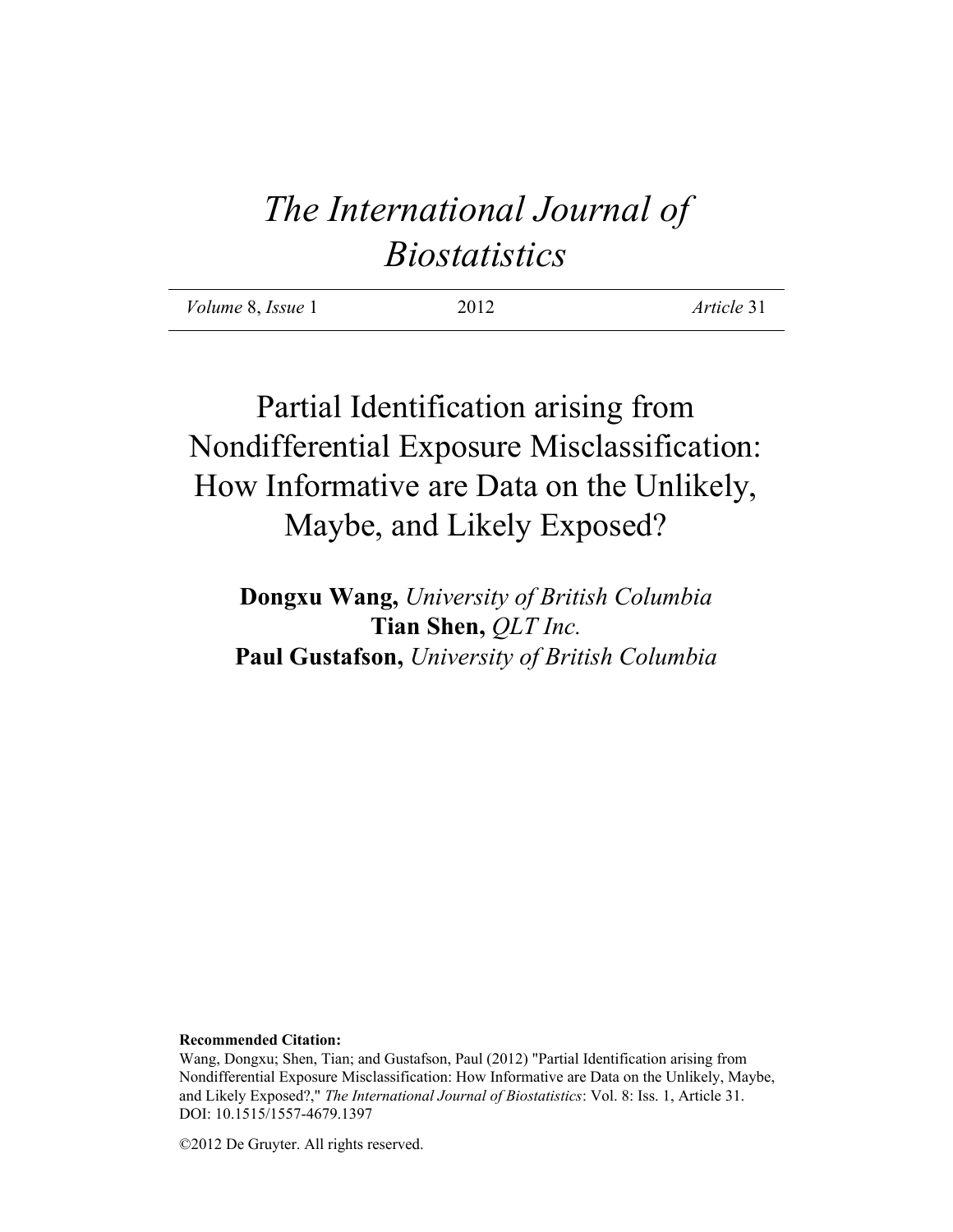# *The International Journal of Biostatistics*

*Volume* 8, *Issue* 1 &nbsp;&nbsp;&nbsp;&nbsp;&nbsp;&nbsp; 2012 &nbsp;&nbsp;&nbsp;&nbsp;&nbsp;&nbsp; *Article* 31

## Partial Identification arising from Nondifferential Exposure Misclassification: How Informative are Data on the Unlikely, Maybe, and Likely Exposed?

**Dongxu Wang,** *University of British Columbia*
**Tian Shen,** *QLT Inc.*
**Paul Gustafson,** *University of British Columbia*

**Recommended Citation:**
Wang, Dongxu; Shen, Tian; and Gustafson, Paul (2012) "Partial Identification arising from Nondifferential Exposure Misclassification: How Informative are Data on the Unlikely, Maybe, and Likely Exposed?," *The International Journal of Biostatistics*: Vol. 8: Iss. 1, Article 31.
DOI: 10.1515/1557-4679.1397

©2012 De Gruyter. All rights reserved.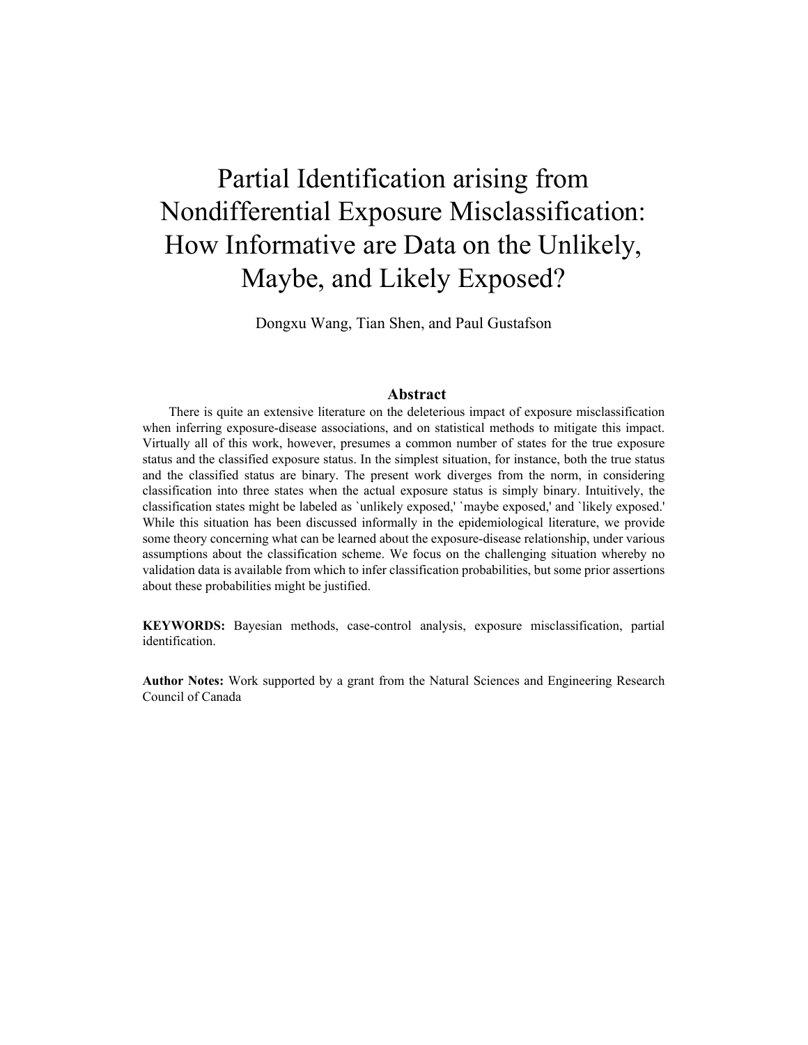# Partial Identification arising from Nondifferential Exposure Misclassification: How Informative are Data on the Unlikely, Maybe, and Likely Exposed?

Dongxu Wang, Tian Shen, and Paul Gustafson

## Abstract

There is quite an extensive literature on the deleterious impact of exposure misclassification when inferring exposure-disease associations, and on statistical methods to mitigate this impact. Virtually all of this work, however, presumes a common number of states for the true exposure status and the classified exposure status. In the simplest situation, for instance, both the true status and the classified status are binary. The present work diverges from the norm, in considering classification into three states when the actual exposure status is simply binary. Intuitively, the classification states might be labeled as `unlikely exposed,' `maybe exposed,' and `likely exposed.' While this situation has been discussed informally in the epidemiological literature, we provide some theory concerning what can be learned about the exposure-disease relationship, under various assumptions about the classification scheme. We focus on the challenging situation whereby no validation data is available from which to infer classification probabilities, but some prior assertions about these probabilities might be justified.

**KEYWORDS:** Bayesian methods, case-control analysis, exposure misclassification, partial identification.

**Author Notes:** Work supported by a grant from the Natural Sciences and Engineering Research Council of Canada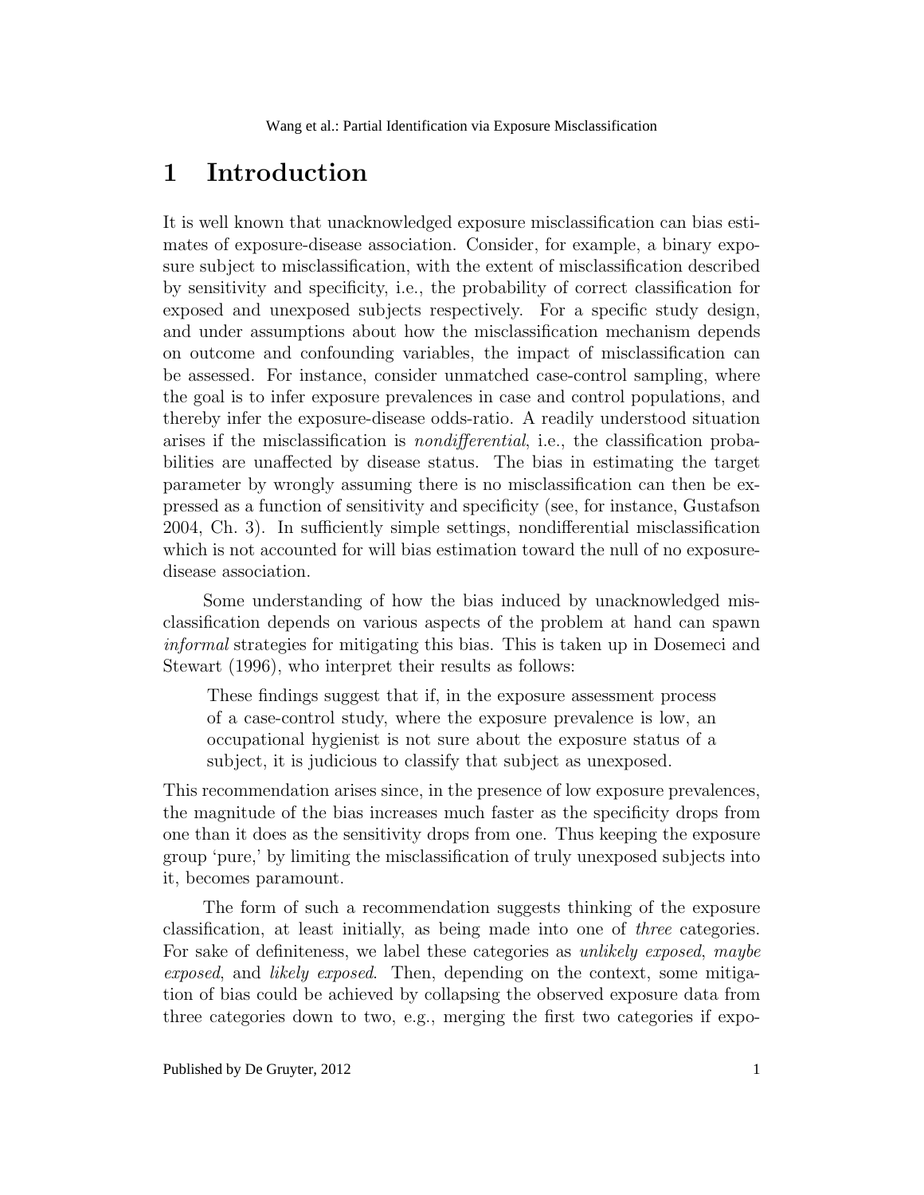# 1 Introduction

It is well known that unacknowledged exposure misclassification can bias estimates of exposure-disease association. Consider, for example, a binary exposure subject to misclassification, with the extent of misclassification described by sensitivity and specificity, i.e., the probability of correct classification for exposed and unexposed subjects respectively. For a specific study design, and under assumptions about how the misclassification mechanism depends on outcome and confounding variables, the impact of misclassification can be assessed. For instance, consider unmatched case-control sampling, where the goal is to infer exposure prevalences in case and control populations, and thereby infer the exposure-disease odds-ratio. A readily understood situation arises if the misclassification is *nondifferential*, i.e., the classification probabilities are unaffected by disease status. The bias in estimating the target parameter by wrongly assuming there is no misclassification can then be expressed as a function of sensitivity and specificity (see, for instance, Gustafson 2004, Ch. 3). In sufficiently simple settings, nondifferential misclassification which is not accounted for will bias estimation toward the null of no exposure-disease association.

Some understanding of how the bias induced by unacknowledged misclassification depends on various aspects of the problem at hand can spawn *informal* strategies for mitigating this bias. This is taken up in Dosemeci and Stewart (1996), who interpret their results as follows:

> These findings suggest that if, in the exposure assessment process of a case-control study, where the exposure prevalence is low, an occupational hygienist is not sure about the exposure status of a subject, it is judicious to classify that subject as unexposed.

This recommendation arises since, in the presence of low exposure prevalences, the magnitude of the bias increases much faster as the specificity drops from one than it does as the sensitivity drops from one. Thus keeping the exposure group 'pure,' by limiting the misclassification of truly unexposed subjects into it, becomes paramount.

The form of such a recommendation suggests thinking of the exposure classification, at least initially, as being made into one of *three* categories. For sake of definiteness, we label these categories as *unlikely exposed*, *maybe exposed*, and *likely exposed*. Then, depending on the context, some mitigation of bias could be achieved by collapsing the observed exposure data from three categories down to two, e.g., merging the first two categories if expo-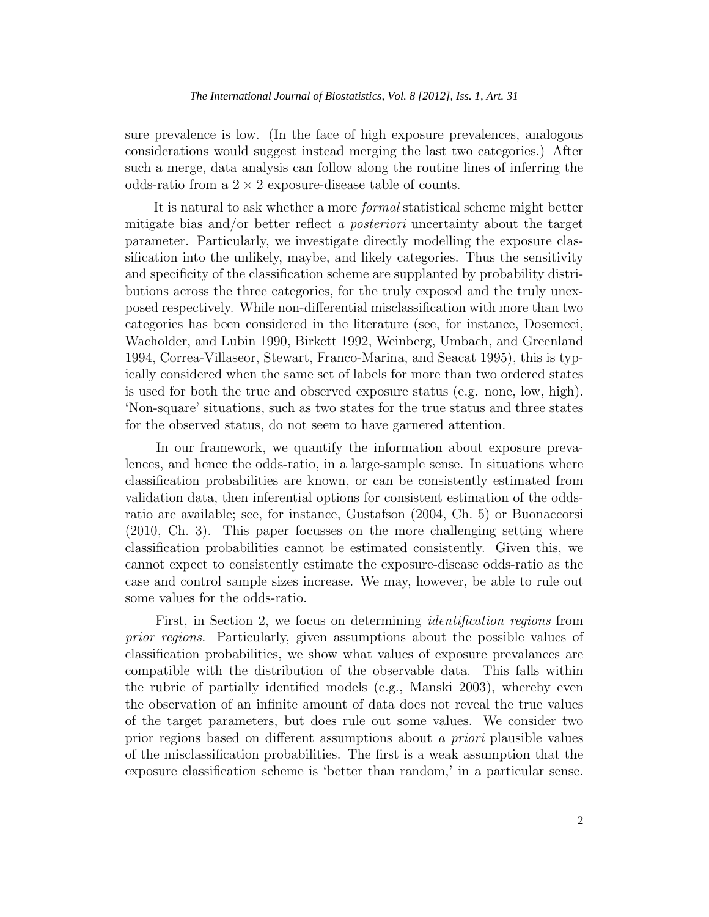sure prevalence is low. (In the face of high exposure prevalences, analogous considerations would suggest instead merging the last two categories.) After such a merge, data analysis can follow along the routine lines of inferring the odds-ratio from a $2 \times 2$ exposure-disease table of counts.

It is natural to ask whether a more *formal* statistical scheme might better mitigate bias and/or better reflect *a posteriori* uncertainty about the target parameter. Particularly, we investigate directly modelling the exposure classification into the unlikely, maybe, and likely categories. Thus the sensitivity and specificity of the classification scheme are supplanted by probability distributions across the three categories, for the truly exposed and the truly unexposed respectively. While non-differential misclassification with more than two categories has been considered in the literature (see, for instance, Dosemeci, Wacholder, and Lubin 1990, Birkett 1992, Weinberg, Umbach, and Greenland 1994, Correa-Villaseor, Stewart, Franco-Marina, and Seacat 1995), this is typically considered when the same set of labels for more than two ordered states is used for both the true and observed exposure status (e.g. none, low, high). 'Non-square' situations, such as two states for the true status and three states for the observed status, do not seem to have garnered attention.

In our framework, we quantify the information about exposure prevalences, and hence the odds-ratio, in a large-sample sense. In situations where classification probabilities are known, or can be consistently estimated from validation data, then inferential options for consistent estimation of the odds-ratio are available; see, for instance, Gustafson (2004, Ch. 5) or Buonaccorsi (2010, Ch. 3). This paper focusses on the more challenging setting where classification probabilities cannot be estimated consistently. Given this, we cannot expect to consistently estimate the exposure-disease odds-ratio as the case and control sample sizes increase. We may, however, be able to rule out some values for the odds-ratio.

First, in Section 2, we focus on determining *identification regions* from *prior regions*. Particularly, given assumptions about the possible values of classification probabilities, we show what values of exposure prevalances are compatible with the distribution of the observable data. This falls within the rubric of partially identified models (e.g., Manski 2003), whereby even the observation of an infinite amount of data does not reveal the true values of the target parameters, but does rule out some values. We consider two prior regions based on different assumptions about *a priori* plausible values of the misclassification probabilities. The first is a weak assumption that the exposure classification scheme is 'better than random,' in a particular sense.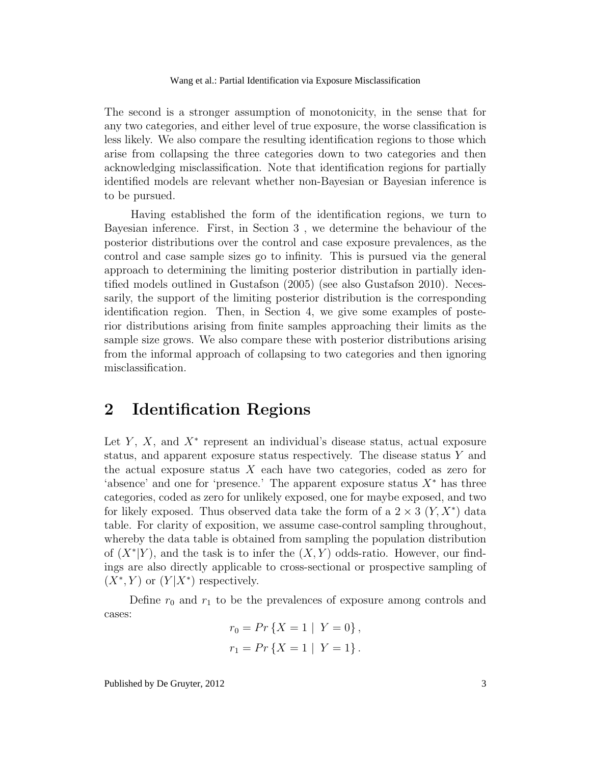The second is a stronger assumption of monotonicity, in the sense that for any two categories, and either level of true exposure, the worse classification is less likely. We also compare the resulting identification regions to those which arise from collapsing the three categories down to two categories and then acknowledging misclassification. Note that identification regions for partially identified models are relevant whether non-Bayesian or Bayesian inference is to be pursued.

Having established the form of the identification regions, we turn to Bayesian inference. First, in Section 3 , we determine the behaviour of the posterior distributions over the control and case exposure prevalences, as the control and case sample sizes go to infinity. This is pursued via the general approach to determining the limiting posterior distribution in partially identified models outlined in Gustafson (2005) (see also Gustafson 2010). Necessarily, the support of the limiting posterior distribution is the corresponding identification region. Then, in Section 4, we give some examples of posterior distributions arising from finite samples approaching their limits as the sample size grows. We also compare these with posterior distributions arising from the informal approach of collapsing to two categories and then ignoring misclassification.

## 2 Identification Regions

Let $Y$, $X$, and $X^*$ represent an individual's disease status, actual exposure status, and apparent exposure status respectively. The disease status $Y$ and the actual exposure status $X$ each have two categories, coded as zero for 'absence' and one for 'presence.' The apparent exposure status $X^*$ has three categories, coded as zero for unlikely exposed, one for maybe exposed, and two for likely exposed. Thus observed data take the form of a $2 \times 3$ $(Y, X^*)$ data table. For clarity of exposition, we assume case-control sampling throughout, whereby the data table is obtained from sampling the population distribution of $(X^*|Y)$, and the task is to infer the $(X, Y)$ odds-ratio. However, our findings are also directly applicable to cross-sectional or prospective sampling of $(X^*, Y)$ or $(Y|X^*)$ respectively.

Define $r_0$ and $r_1$ to be the prevalences of exposure among controls and cases:

$$
r_0 = Pr\{X = 1 \mid Y = 0\},
$$

$$
r_1 = Pr\{X = 1 \mid Y = 1\}.
$$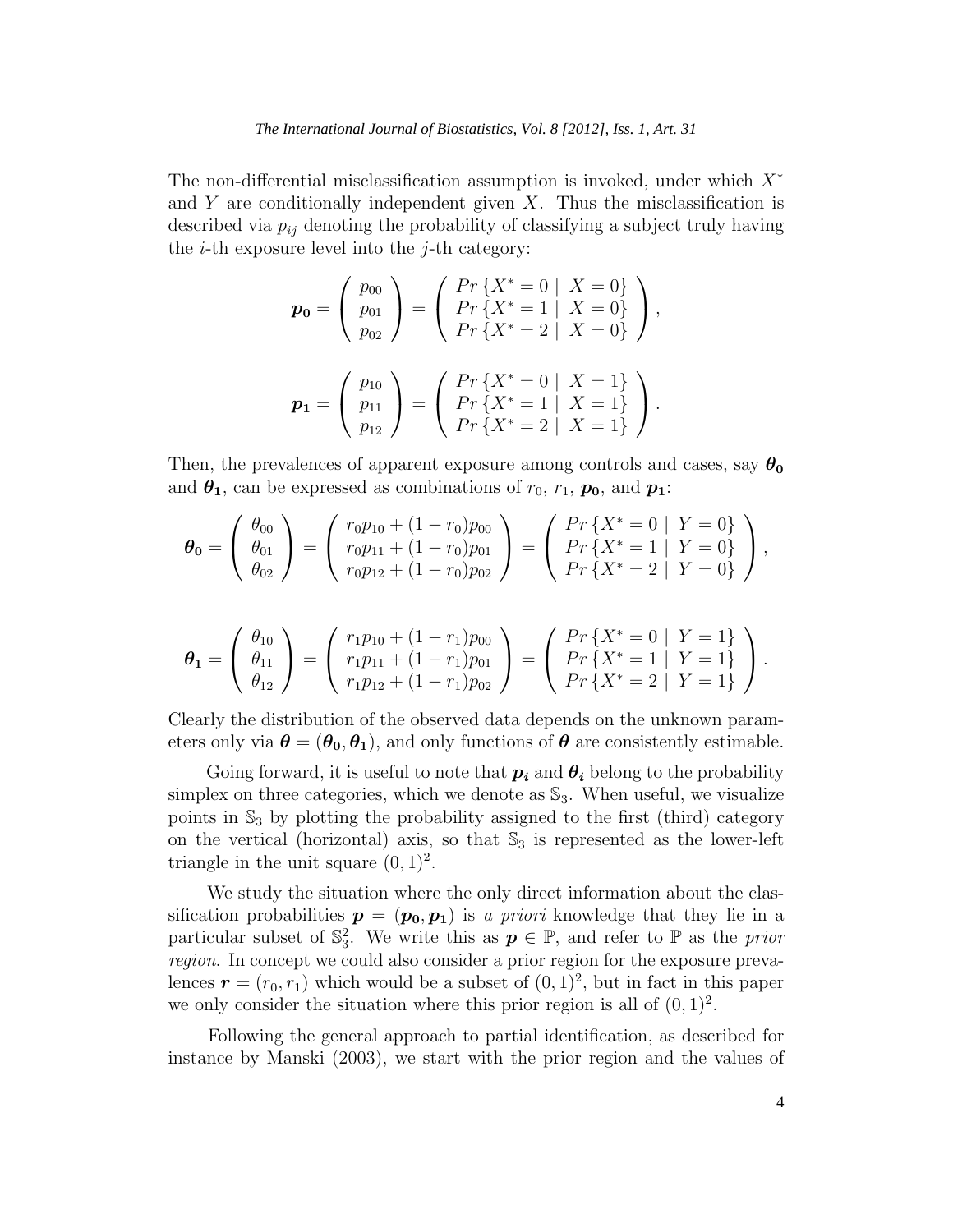The non-differential misclassification assumption is invoked, under which $X^*$ and $Y$ are conditionally independent given $X$. Thus the misclassification is described via $p_{ij}$ denoting the probability of classifying a subject truly having the $i$-th exposure level into the $j$-th category:

$$
\boldsymbol{p_0} = \begin{pmatrix} p_{00} \\ p_{01} \\ p_{02} \end{pmatrix} = \begin{pmatrix} Pr\{X^* = 0 \mid X = 0\} \\ Pr\{X^* = 1 \mid X = 0\} \\ Pr\{X^* = 2 \mid X = 0\} \end{pmatrix},
$$

$$
\boldsymbol{p_1} = \begin{pmatrix} p_{10} \\ p_{11} \\ p_{12} \end{pmatrix} = \begin{pmatrix} Pr\{X^* = 0 \mid X = 1\} \\ Pr\{X^* = 1 \mid X = 1\} \\ Pr\{X^* = 2 \mid X = 1\} \end{pmatrix}.
$$

Then, the prevalences of apparent exposure among controls and cases, say $\boldsymbol{\theta_0}$ and $\boldsymbol{\theta_1}$, can be expressed as combinations of $r_0$, $r_1$, $\boldsymbol{p_0}$, and $\boldsymbol{p_1}$:

$$
\boldsymbol{\theta_0} = \begin{pmatrix} \theta_{00} \\ \theta_{01} \\ \theta_{02} \end{pmatrix} = \begin{pmatrix} r_0 p_{10} + (1 - r_0) p_{00} \\ r_0 p_{11} + (1 - r_0) p_{01} \\ r_0 p_{12} + (1 - r_0) p_{02} \end{pmatrix} = \begin{pmatrix} Pr\{X^* = 0 \mid Y = 0\} \\ Pr\{X^* = 1 \mid Y = 0\} \\ Pr\{X^* = 2 \mid Y = 0\} \end{pmatrix},
$$

$$
\boldsymbol{\theta_1} = \begin{pmatrix} \theta_{10} \\ \theta_{11} \\ \theta_{12} \end{pmatrix} = \begin{pmatrix} r_1 p_{10} + (1 - r_1) p_{00} \\ r_1 p_{11} + (1 - r_1) p_{01} \\ r_1 p_{12} + (1 - r_1) p_{02} \end{pmatrix} = \begin{pmatrix} Pr\{X^* = 0 \mid Y = 1\} \\ Pr\{X^* = 1 \mid Y = 1\} \\ Pr\{X^* = 2 \mid Y = 1\} \end{pmatrix}.
$$

Clearly the distribution of the observed data depends on the unknown parameters only via $\boldsymbol{\theta} = (\boldsymbol{\theta_0}, \boldsymbol{\theta_1})$, and only functions of $\boldsymbol{\theta}$ are consistently estimable.

Going forward, it is useful to note that $\boldsymbol{p_i}$ and $\boldsymbol{\theta_i}$ belong to the probability simplex on three categories, which we denote as $\mathbb{S}_3$. When useful, we visualize points in $\mathbb{S}_3$ by plotting the probability assigned to the first (third) category on the vertical (horizontal) axis, so that $\mathbb{S}_3$ is represented as the lower-left triangle in the unit square $(0, 1)^2$.

We study the situation where the only direct information about the classification probabilities $\boldsymbol{p} = (\boldsymbol{p_0}, \boldsymbol{p_1})$ is *a priori* knowledge that they lie in a particular subset of $\mathbb{S}_3^2$. We write this as $\boldsymbol{p} \in \mathbb{P}$, and refer to $\mathbb{P}$ as the *prior region*. In concept we could also consider a prior region for the exposure prevalences $\boldsymbol{r} = (r_0, r_1)$ which would be a subset of $(0, 1)^2$, but in fact in this paper we only consider the situation where this prior region is all of $(0, 1)^2$.

Following the general approach to partial identification, as described for instance by Manski (2003), we start with the prior region and the values of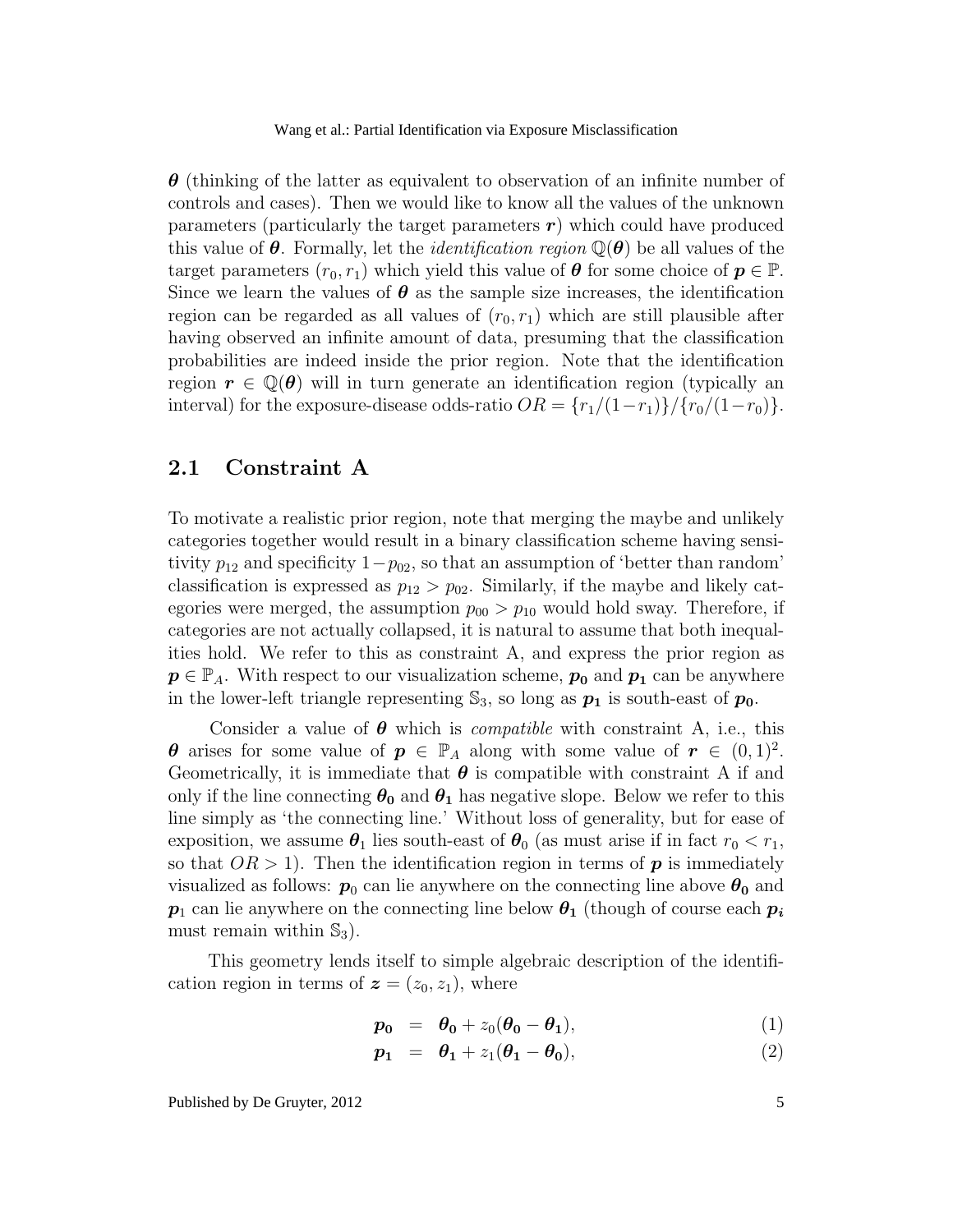$\boldsymbol{\theta}$ (thinking of the latter as equivalent to observation of an infinite number of controls and cases). Then we would like to know all the values of the unknown parameters (particularly the target parameters $\boldsymbol{r}$) which could have produced this value of $\boldsymbol{\theta}$. Formally, let the *identification region* $\mathbb{Q}(\boldsymbol{\theta})$ be all values of the target parameters $(r_0, r_1)$ which yield this value of $\boldsymbol{\theta}$ for some choice of $\boldsymbol{p} \in \mathbb{P}$. Since we learn the values of $\boldsymbol{\theta}$ as the sample size increases, the identification region can be regarded as all values of $(r_0, r_1)$ which are still plausible after having observed an infinite amount of data, presuming that the classification probabilities are indeed inside the prior region. Note that the identification region $\boldsymbol{r} \in \mathbb{Q}(\boldsymbol{\theta})$ will in turn generate an identification region (typically an interval) for the exposure-disease odds-ratio $OR = \{r_1/(1-r_1)\}/\{r_0/(1-r_0)\}$.

## 2.1 Constraint A

To motivate a realistic prior region, note that merging the maybe and unlikely categories together would result in a binary classification scheme having sensitivity $p_{12}$ and specificity $1-p_{02}$, so that an assumption of 'better than random' classification is expressed as $p_{12} > p_{02}$. Similarly, if the maybe and likely categories were merged, the assumption $p_{00} > p_{10}$ would hold sway. Therefore, if categories are not actually collapsed, it is natural to assume that both inequalities hold. We refer to this as constraint A, and express the prior region as $\boldsymbol{p} \in \mathbb{P}_A$. With respect to our visualization scheme, $\boldsymbol{p_0}$ and $\boldsymbol{p_1}$ can be anywhere in the lower-left triangle representing $\mathbb{S}_3$, so long as $\boldsymbol{p_1}$ is south-east of $\boldsymbol{p_0}$.

Consider a value of $\boldsymbol{\theta}$ which is *compatible* with constraint A, i.e., this $\boldsymbol{\theta}$ arises for some value of $\boldsymbol{p} \in \mathbb{P}_A$ along with some value of $\boldsymbol{r} \in (0,1)^2$. Geometrically, it is immediate that $\boldsymbol{\theta}$ is compatible with constraint A if and only if the line connecting $\boldsymbol{\theta_0}$ and $\boldsymbol{\theta_1}$ has negative slope. Below we refer to this line simply as 'the connecting line.' Without loss of generality, but for ease of exposition, we assume $\boldsymbol{\theta}_1$ lies south-east of $\boldsymbol{\theta}_0$ (as must arise if in fact $r_0 < r_1$, so that $OR > 1$). Then the identification region in terms of $\boldsymbol{p}$ is immediately visualized as follows: $\boldsymbol{p}_0$ can lie anywhere on the connecting line above $\boldsymbol{\theta_0}$ and $\boldsymbol{p}_1$ can lie anywhere on the connecting line below $\boldsymbol{\theta_1}$ (though of course each $\boldsymbol{p_i}$ must remain within $\mathbb{S}_3$).

This geometry lends itself to simple algebraic description of the identification region in terms of $\boldsymbol{z} = (z_0, z_1)$, where

$$\boldsymbol{p_0} = \boldsymbol{\theta_0} + z_0(\boldsymbol{\theta_0} - \boldsymbol{\theta_1}), \quad (1)$$

$$\boldsymbol{p_1} = \boldsymbol{\theta_1} + z_1(\boldsymbol{\theta_1} - \boldsymbol{\theta_0}), \quad (2)$$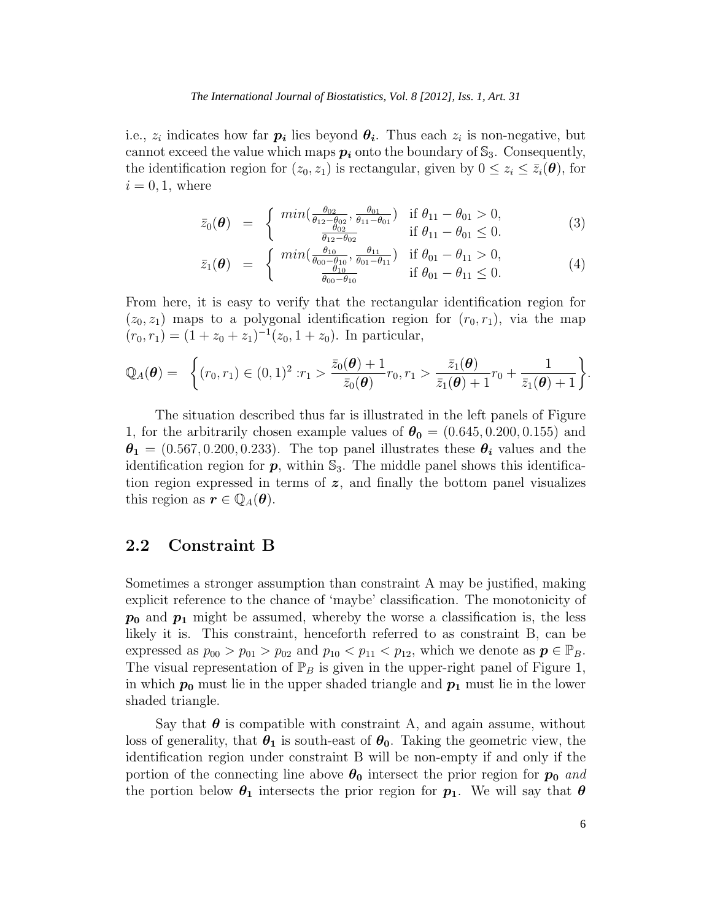i.e., $z_i$ indicates how far $\boldsymbol{p_i}$ lies beyond $\boldsymbol{\theta_i}$. Thus each $z_i$ is non-negative, but cannot exceed the value which maps $\boldsymbol{p_i}$ onto the boundary of $\mathbb{S}_3$. Consequently, the identification region for $(z_0, z_1)$ is rectangular, given by $0 \leq z_i \leq \bar{z}_i(\boldsymbol{\theta})$, for $i = 0, 1$, where

$$\bar{z}_0(\boldsymbol{\theta}) = \begin{cases} min(\frac{\theta_{02}}{\theta_{12}-\theta_{02}}, \frac{\theta_{01}}{\theta_{11}-\theta_{01}}) & \text{if } \theta_{11} - \theta_{01} > 0, \\ \frac{\theta_{02}}{\theta_{12}-\theta_{02}} & \text{if } \theta_{11} - \theta_{01} \leq 0. \end{cases} \tag{3}$$

$$\bar{z}_1(\boldsymbol{\theta}) = \begin{cases} min(\frac{\theta_{10}}{\theta_{00}-\theta_{10}}, \frac{\theta_{11}}{\theta_{01}-\theta_{11}}) & \text{if } \theta_{01} - \theta_{11} > 0, \\ \frac{\theta_{10}}{\theta_{00}-\theta_{10}} & \text{if } \theta_{01} - \theta_{11} \leq 0. \end{cases} \tag{4}$$

From here, it is easy to verify that the rectangular identification region for $(z_0, z_1)$ maps to a polygonal identification region for $(r_0, r_1)$, via the map $(r_0, r_1) = (1 + z_0 + z_1)^{-1}(z_0, 1 + z_0)$. In particular,

$$\mathbb{Q}_A(\boldsymbol{\theta}) = \left\{ (r_0, r_1) \in (0,1)^2 : r_1 > \frac{\bar{z}_0(\boldsymbol{\theta}) + 1}{\bar{z}_0(\boldsymbol{\theta})} r_0, r_1 > \frac{\bar{z}_1(\boldsymbol{\theta})}{\bar{z}_1(\boldsymbol{\theta}) + 1} r_0 + \frac{1}{\bar{z}_1(\boldsymbol{\theta}) + 1} \right\}.$$

The situation described thus far is illustrated in the left panels of Figure 1, for the arbitrarily chosen example values of $\boldsymbol{\theta_0} = (0.645, 0.200, 0.155)$ and $\boldsymbol{\theta_1} = (0.567, 0.200, 0.233)$. The top panel illustrates these $\boldsymbol{\theta_i}$ values and the identification region for $\boldsymbol{p}$, within $\mathbb{S}_3$. The middle panel shows this identification region expressed in terms of $\boldsymbol{z}$, and finally the bottom panel visualizes this region as $\boldsymbol{r} \in \mathbb{Q}_A(\boldsymbol{\theta})$.

## 2.2 Constraint B

Sometimes a stronger assumption than constraint A may be justified, making explicit reference to the chance of 'maybe' classification. The monotonicity of $\boldsymbol{p_0}$ and $\boldsymbol{p_1}$ might be assumed, whereby the worse a classification is, the less likely it is. This constraint, henceforth referred to as constraint B, can be expressed as $p_{00} > p_{01} > p_{02}$ and $p_{10} < p_{11} < p_{12}$, which we denote as $\boldsymbol{p} \in \mathbb{P}_B$. The visual representation of $\mathbb{P}_B$ is given in the upper-right panel of Figure 1, in which $\boldsymbol{p_0}$ must lie in the upper shaded triangle and $\boldsymbol{p_1}$ must lie in the lower shaded triangle.

Say that $\boldsymbol{\theta}$ is compatible with constraint A, and again assume, without loss of generality, that $\boldsymbol{\theta_1}$ is south-east of $\boldsymbol{\theta_0}$. Taking the geometric view, the identification region under constraint B will be non-empty if and only if the portion of the connecting line above $\boldsymbol{\theta_0}$ intersect the prior region for $\boldsymbol{p_0}$ *and* the portion below $\boldsymbol{\theta_1}$ intersects the prior region for $\boldsymbol{p_1}$. We will say that $\boldsymbol{\theta}$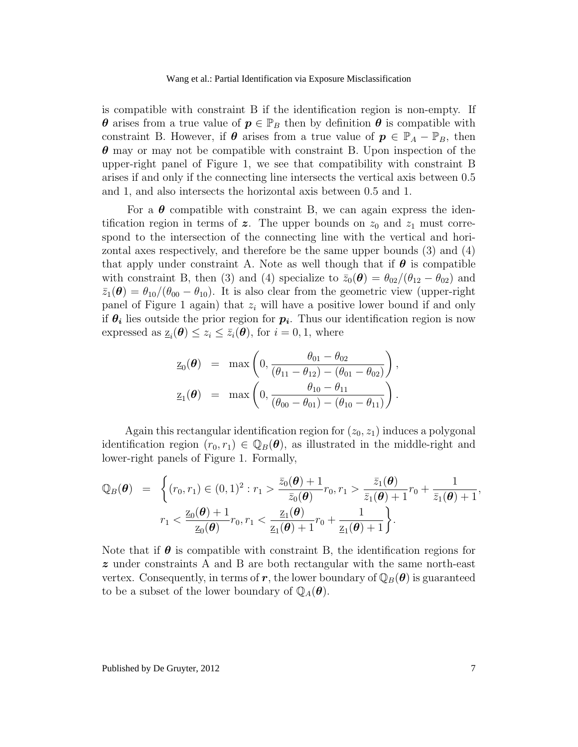is compatible with constraint B if the identification region is non-empty. If $\boldsymbol{\theta}$ arises from a true value of $\boldsymbol{p} \in \mathbb{P}_B$ then by definition $\boldsymbol{\theta}$ is compatible with constraint B. However, if $\boldsymbol{\theta}$ arises from a true value of $\boldsymbol{p} \in \mathbb{P}_A - \mathbb{P}_B$, then $\boldsymbol{\theta}$ may or may not be compatible with constraint B. Upon inspection of the upper-right panel of Figure 1, we see that compatibility with constraint B arises if and only if the connecting line intersects the vertical axis between 0.5 and 1, and also intersects the horizontal axis between 0.5 and 1.

For a $\boldsymbol{\theta}$ compatible with constraint B, we can again express the identification region in terms of $\boldsymbol{z}$. The upper bounds on $z_0$ and $z_1$ must correspond to the intersection of the connecting line with the vertical and horizontal axes respectively, and therefore be the same upper bounds (3) and (4) that apply under constraint A. Note as well though that if $\boldsymbol{\theta}$ is compatible with constraint B, then (3) and (4) specialize to $\bar{z}_0(\boldsymbol{\theta}) = \theta_{02}/(\theta_{12} - \theta_{02})$ and $\bar{z}_1(\boldsymbol{\theta}) = \theta_{10}/(\theta_{00} - \theta_{10})$. It is also clear from the geometric view (upper-right panel of Figure 1 again) that $z_i$ will have a positive lower bound if and only if $\boldsymbol{\theta_i}$ lies outside the prior region for $\boldsymbol{p_i}$. Thus our identification region is now expressed as $\underline{z}_i(\boldsymbol{\theta}) \leq z_i \leq \bar{z}_i(\boldsymbol{\theta})$, for $i = 0, 1$, where

$$
\begin{aligned}
\underline{z}_0(\boldsymbol{\theta}) &= \max\left(0, \frac{\theta_{01} - \theta_{02}}{(\theta_{11} - \theta_{12}) - (\theta_{01} - \theta_{02})}\right), \\
\underline{z}_1(\boldsymbol{\theta}) &= \max\left(0, \frac{\theta_{10} - \theta_{11}}{(\theta_{00} - \theta_{01}) - (\theta_{10} - \theta_{11})}\right).
\end{aligned}
$$

Again this rectangular identification region for $(z_0, z_1)$ induces a polygonal identification region $(r_0, r_1) \in \mathbb{Q}_B(\boldsymbol{\theta})$, as illustrated in the middle-right and lower-right panels of Figure 1. Formally,

$$
\begin{aligned}
\mathbb{Q}_B(\boldsymbol{\theta}) = \Bigg\{ &(r_0, r_1) \in (0,1)^2 : r_1 > \frac{\bar{z}_0(\boldsymbol{\theta}) + 1}{\bar{z}_0(\boldsymbol{\theta})} r_0, r_1 > \frac{\bar{z}_1(\boldsymbol{\theta})}{\bar{z}_1(\boldsymbol{\theta}) + 1} r_0 + \frac{1}{\bar{z}_1(\boldsymbol{\theta}) + 1}, \\
&r_1 < \frac{\underline{z}_0(\boldsymbol{\theta}) + 1}{\underline{z}_0(\boldsymbol{\theta})} r_0, r_1 < \frac{\underline{z}_1(\boldsymbol{\theta})}{\underline{z}_1(\boldsymbol{\theta}) + 1} r_0 + \frac{1}{\underline{z}_1(\boldsymbol{\theta}) + 1} \Bigg\}.
\end{aligned}
$$

Note that if $\boldsymbol{\theta}$ is compatible with constraint B, the identification regions for $\boldsymbol{z}$ under constraints A and B are both rectangular with the same north-east vertex. Consequently, in terms of $\boldsymbol{r}$, the lower boundary of $\mathbb{Q}_B(\boldsymbol{\theta})$ is guaranteed to be a subset of the lower boundary of $\mathbb{Q}_A(\boldsymbol{\theta})$.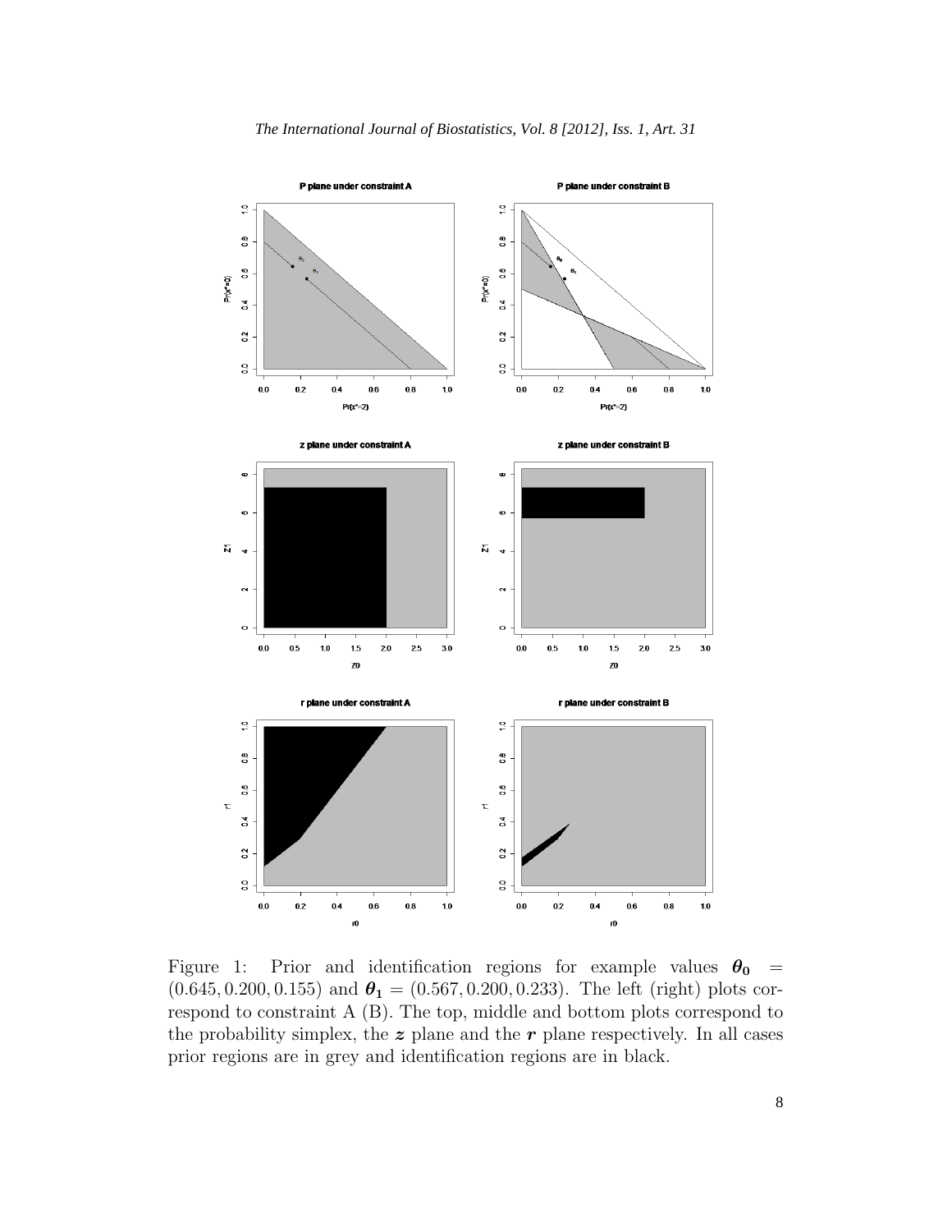Figure 1: Prior and identification regions for example values $\boldsymbol{\theta_0} = (0.645, 0.200, 0.155)$ and $\boldsymbol{\theta_1} = (0.567, 0.200, 0.233)$. The left (right) plots correspond to constraint A (B). The top, middle and bottom plots correspond to the probability simplex, the $\boldsymbol{z}$ plane and the $\boldsymbol{r}$ plane respectively. In all cases prior regions are in grey and identification regions are in black.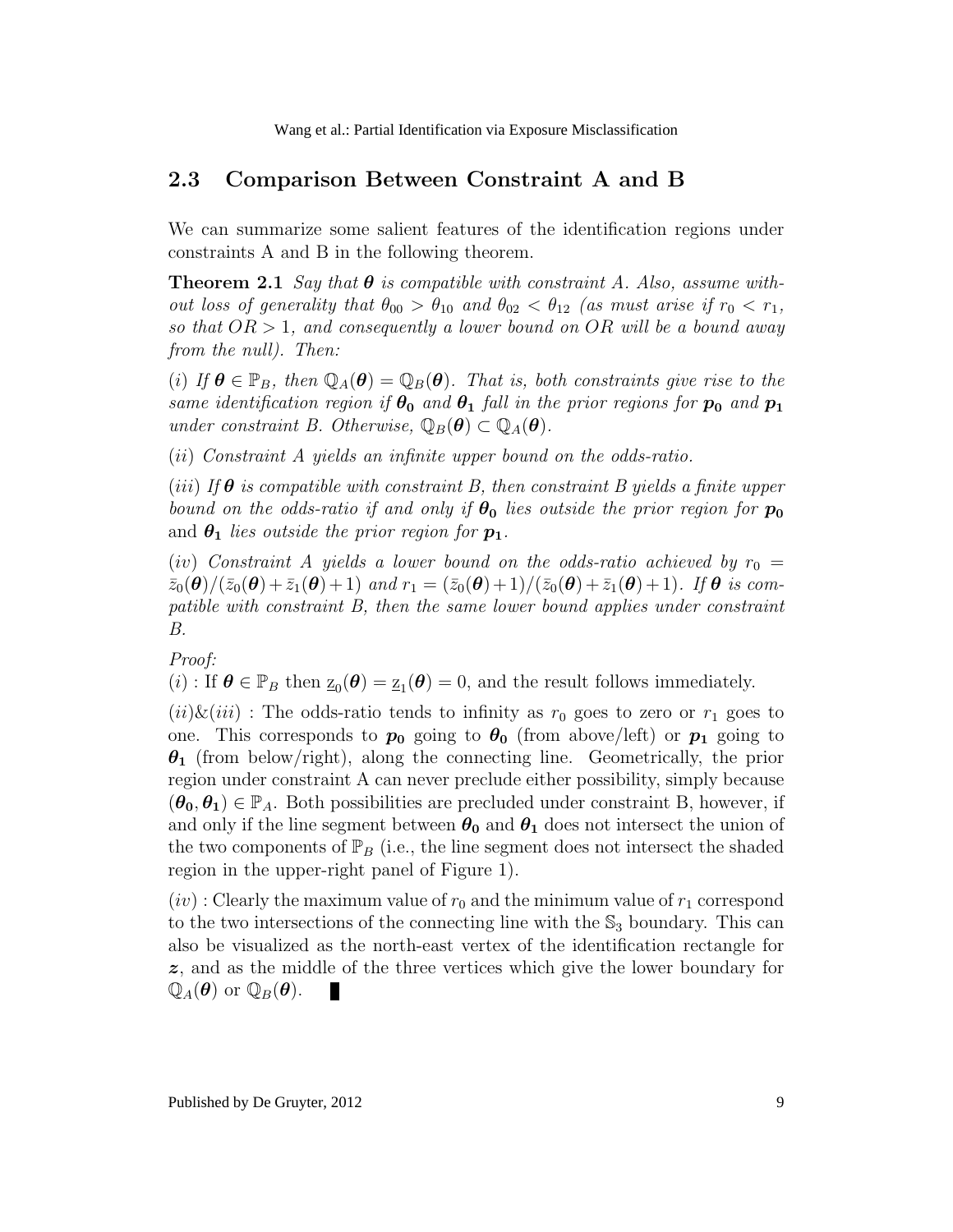## 2.3 Comparison Between Constraint A and B

We can summarize some salient features of the identification regions under constraints A and B in the following theorem.

**Theorem 2.1** *Say that $\boldsymbol{\theta}$ is compatible with constraint A. Also, assume without loss of generality that $\theta_{00} > \theta_{10}$ and $\theta_{02} < \theta_{12}$ (as must arise if $r_0 < r_1$, so that $OR > 1$, and consequently a lower bound on $OR$ will be a bound away from the null). Then:*

$(i)$ *If $\boldsymbol{\theta} \in \mathbb{P}_B$, then $\mathbb{Q}_A(\boldsymbol{\theta}) = \mathbb{Q}_B(\boldsymbol{\theta})$. That is, both constraints give rise to the same identification region if $\boldsymbol{\theta_0}$ and $\boldsymbol{\theta_1}$ fall in the prior regions for $\boldsymbol{p_0}$ and $\boldsymbol{p_1}$ under constraint B. Otherwise, $\mathbb{Q}_B(\boldsymbol{\theta}) \subset \mathbb{Q}_A(\boldsymbol{\theta})$.*

$(ii)$ *Constraint A yields an infinite upper bound on the odds-ratio.*

$(iii)$ *If $\boldsymbol{\theta}$ is compatible with constraint B, then constraint B yields a finite upper bound on the odds-ratio if and only if $\boldsymbol{\theta_0}$ lies outside the prior region for $\boldsymbol{p_0}$* and *$\boldsymbol{\theta_1}$ lies outside the prior region for $\boldsymbol{p_1}$.*

$(iv)$ *Constraint A yields a lower bound on the odds-ratio achieved by $r_0 = \bar{z}_0(\boldsymbol{\theta})/(\bar{z}_0(\boldsymbol{\theta})+\bar{z}_1(\boldsymbol{\theta})+1)$ and $r_1 = (\bar{z}_0(\boldsymbol{\theta})+1)/(\bar{z}_0(\boldsymbol{\theta})+\bar{z}_1(\boldsymbol{\theta})+1)$. If $\boldsymbol{\theta}$ is compatible with constraint B, then the same lower bound applies under constraint B.*

*Proof:*

$(i)$ : If $\boldsymbol{\theta} \in \mathbb{P}_B$ then $\underline{z}_0(\boldsymbol{\theta}) = \underline{z}_1(\boldsymbol{\theta}) = 0$, and the result follows immediately.

$(ii)\&(iii)$ : The odds-ratio tends to infinity as $r_0$ goes to zero or $r_1$ goes to one. This corresponds to $\boldsymbol{p_0}$ going to $\boldsymbol{\theta_0}$ (from above/left) or $\boldsymbol{p_1}$ going to $\boldsymbol{\theta_1}$ (from below/right), along the connecting line. Geometrically, the prior region under constraint A can never preclude either possibility, simply because $(\boldsymbol{\theta_0}, \boldsymbol{\theta_1}) \in \mathbb{P}_A$. Both possibilities are precluded under constraint B, however, if and only if the line segment between $\boldsymbol{\theta_0}$ and $\boldsymbol{\theta_1}$ does not intersect the union of the two components of $\mathbb{P}_B$ (i.e., the line segment does not intersect the shaded region in the upper-right panel of Figure 1).

$(iv)$ : Clearly the maximum value of $r_0$ and the minimum value of $r_1$ correspond to the two intersections of the connecting line with the $\mathbb{S}_3$ boundary. This can also be visualized as the north-east vertex of the identification rectangle for $\boldsymbol{z}$, and as the middle of the three vertices which give the lower boundary for $\mathbb{Q}_A(\boldsymbol{\theta})$ or $\mathbb{Q}_B(\boldsymbol{\theta})$. ∎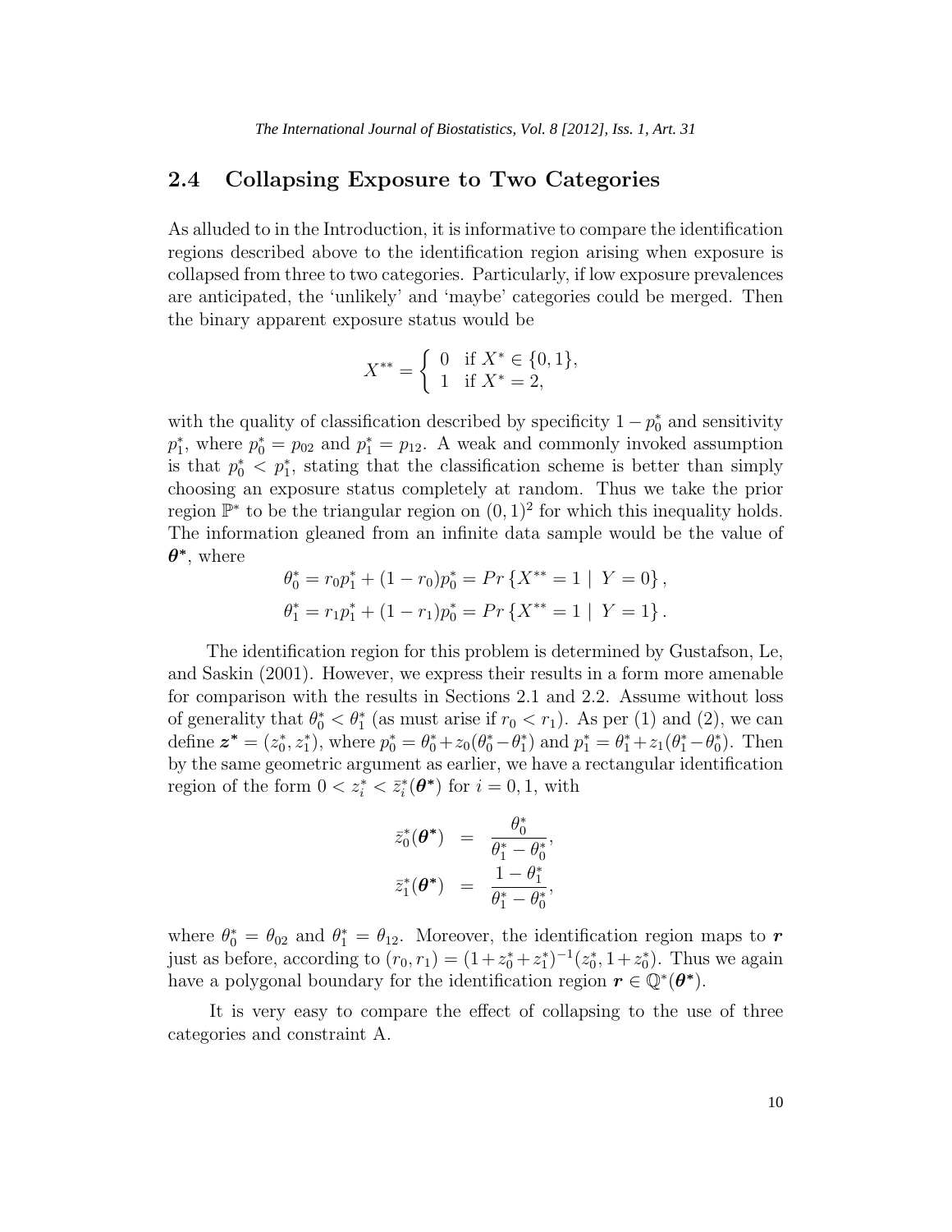## 2.4 Collapsing Exposure to Two Categories

As alluded to in the Introduction, it is informative to compare the identification regions described above to the identification region arising when exposure is collapsed from three to two categories. Particularly, if low exposure prevalences are anticipated, the 'unlikely' and 'maybe' categories could be merged. Then the binary apparent exposure status would be

$$X^{**} = \begin{cases} 0 & \text{if } X^* \in \{0, 1\}, \\ 1 & \text{if } X^* = 2, \end{cases}$$

with the quality of classification described by specificity $1 - p_0^*$ and sensitivity $p_1^*$, where $p_0^* = p_{02}$ and $p_1^* = p_{12}$. A weak and commonly invoked assumption is that $p_0^* < p_1^*$, stating that the classification scheme is better than simply choosing an exposure status completely at random. Thus we take the prior region $\mathbb{P}^*$ to be the triangular region on $(0, 1)^2$ for which this inequality holds. The information gleaned from an infinite data sample would be the value of $\boldsymbol{\theta^*}$, where

$$\theta_0^* = r_0 p_1^* + (1 - r_0) p_0^* = Pr\left\{X^{**} = 1 \mid Y = 0\right\},$$
$$\theta_1^* = r_1 p_1^* + (1 - r_1) p_0^* = Pr\left\{X^{**} = 1 \mid Y = 1\right\}.$$

The identification region for this problem is determined by Gustafson, Le, and Saskin (2001). However, we express their results in a form more amenable for comparison with the results in Sections 2.1 and 2.2. Assume without loss of generality that $\theta_0^* < \theta_1^*$ (as must arise if $r_0 < r_1$). As per (1) and (2), we can define $\boldsymbol{z^*} = (z_0^*, z_1^*)$, where $p_0^* = \theta_0^* + z_0(\theta_0^* - \theta_1^*)$ and $p_1^* = \theta_1^* + z_1(\theta_1^* - \theta_0^*)$. Then by the same geometric argument as earlier, we have a rectangular identification region of the form $0 < z_i^* < \bar{z}_i^*(\boldsymbol{\theta^*})$ for $i = 0, 1$, with

$$\bar{z}_0^*(\boldsymbol{\theta^*}) = \frac{\theta_0^*}{\theta_1^* - \theta_0^*},$$
$$\bar{z}_1^*(\boldsymbol{\theta^*}) = \frac{1 - \theta_1^*}{\theta_1^* - \theta_0^*},$$

where $\theta_0^* = \theta_{02}$ and $\theta_1^* = \theta_{12}$. Moreover, the identification region maps to $\boldsymbol{r}$ just as before, according to $(r_0, r_1) = (1 + z_0^* + z_1^*)^{-1}(z_0^*, 1 + z_0^*)$. Thus we again have a polygonal boundary for the identification region $\boldsymbol{r} \in \mathbb{Q}^*(\boldsymbol{\theta^*})$.

It is very easy to compare the effect of collapsing to the use of three categories and constraint A.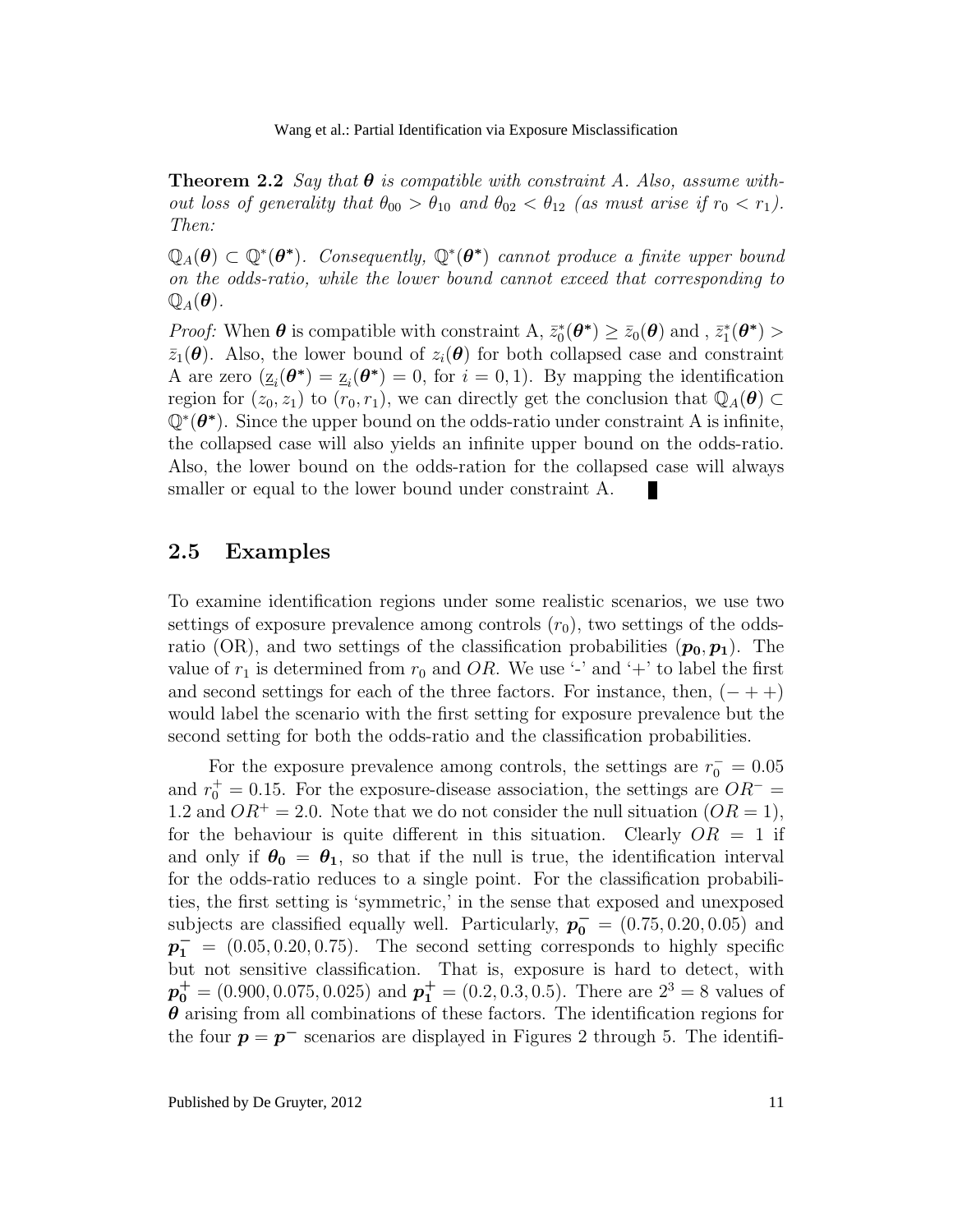**Theorem 2.2** *Say that $\boldsymbol{\theta}$ is compatible with constraint A. Also, assume without loss of generality that $\theta_{00} > \theta_{10}$ and $\theta_{02} < \theta_{12}$ (as must arise if $r_0 < r_1$). Then:*

*$\mathbb{Q}_A(\boldsymbol{\theta}) \subset \mathbb{Q}^*(\boldsymbol{\theta}^*)$. Consequently, $\mathbb{Q}^*(\boldsymbol{\theta}^*)$ cannot produce a finite upper bound on the odds-ratio, while the lower bound cannot exceed that corresponding to $\mathbb{Q}_A(\boldsymbol{\theta})$.*

*Proof:* When $\boldsymbol{\theta}$ is compatible with constraint A, $\bar{z}_0^*(\boldsymbol{\theta}^*) \geq \bar{z}_0(\boldsymbol{\theta})$ and , $\bar{z}_1^*(\boldsymbol{\theta}^*) > \bar{z}_1(\boldsymbol{\theta})$. Also, the lower bound of $z_i(\boldsymbol{\theta})$ for both collapsed case and constraint A are zero ($\underline{z}_i(\boldsymbol{\theta}^*) = \underline{z}_i(\boldsymbol{\theta}^*) = 0$, for $i = 0, 1$). By mapping the identification region for $(z_0, z_1)$ to $(r_0, r_1)$, we can directly get the conclusion that $\mathbb{Q}_A(\boldsymbol{\theta}) \subset \mathbb{Q}^*(\boldsymbol{\theta}^*)$. Since the upper bound on the odds-ratio under constraint A is infinite, the collapsed case will also yields an infinite upper bound on the odds-ratio. Also, the lower bound on the odds-ration for the collapsed case will always smaller or equal to the lower bound under constraint A. ∎

## 2.5 Examples

To examine identification regions under some realistic scenarios, we use two settings of exposure prevalence among controls ($r_0$), two settings of the odds-ratio (OR), and two settings of the classification probabilities ($\boldsymbol{p_0}, \boldsymbol{p_1}$). The value of $r_1$ is determined from $r_0$ and $OR$. We use '-' and '+' to label the first and second settings for each of the three factors. For instance, then, $(- + +)$ would label the scenario with the first setting for exposure prevalence but the second setting for both the odds-ratio and the classification probabilities.

For the exposure prevalence among controls, the settings are $r_0^- = 0.05$ and $r_0^+ = 0.15$. For the exposure-disease association, the settings are $OR^- = 1.2$ and $OR^+ = 2.0$. Note that we do not consider the null situation ($OR = 1$), for the behaviour is quite different in this situation. Clearly $OR = 1$ if and only if $\boldsymbol{\theta_0} = \boldsymbol{\theta_1}$, so that if the null is true, the identification interval for the odds-ratio reduces to a single point. For the classification probabilities, the first setting is 'symmetric,' in the sense that exposed and unexposed subjects are classified equally well. Particularly, $\boldsymbol{p_0^-} = (0.75, 0.20, 0.05)$ and $\boldsymbol{p_1^-} = (0.05, 0.20, 0.75)$. The second setting corresponds to highly specific but not sensitive classification. That is, exposure is hard to detect, with $\boldsymbol{p_0^+} = (0.900, 0.075, 0.025)$ and $\boldsymbol{p_1^+} = (0.2, 0.3, 0.5)$. There are $2^3 = 8$ values of $\boldsymbol{\theta}$ arising from all combinations of these factors. The identification regions for the four $\boldsymbol{p} = \boldsymbol{p^-}$ scenarios are displayed in Figures 2 through 5. The identifi-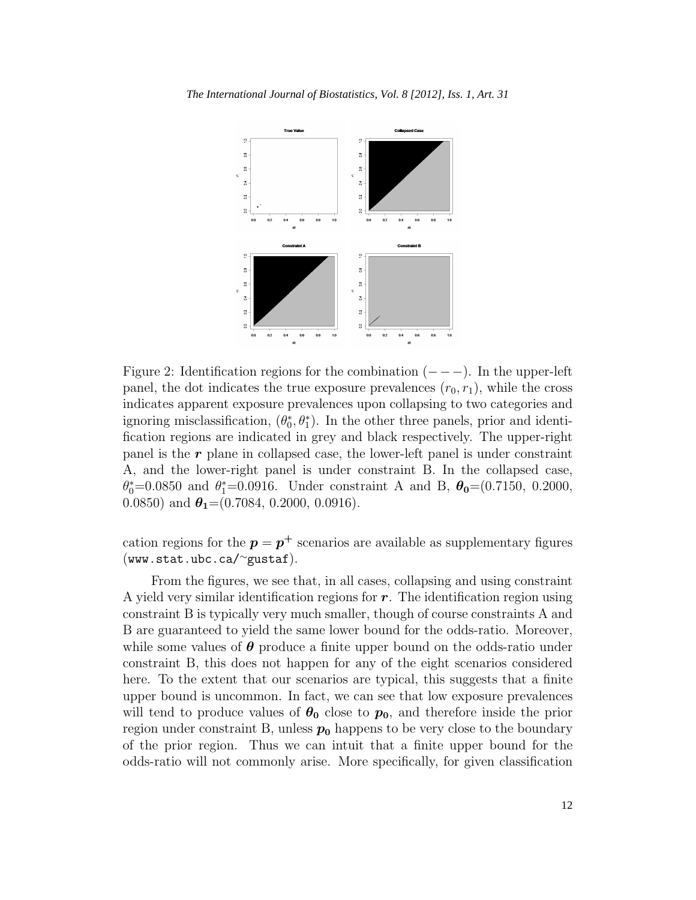Figure 2: Identification regions for the combination $(- - -)$. In the upper-left panel, the dot indicates the true exposure prevalences $(r_0, r_1)$, while the cross indicates apparent exposure prevalences upon collapsing to two categories and ignoring misclassification, $(\theta_0^*, \theta_1^*)$. In the other three panels, prior and identification regions are indicated in grey and black respectively. The upper-right panel is the $\boldsymbol{r}$ plane in collapsed case, the lower-left panel is under constraint A, and the lower-right panel is under constraint B. In the collapsed case, $\theta_0^*$=0.0850 and $\theta_1^*$=0.0916. Under constraint A and B, $\boldsymbol{\theta_0}$=(0.7150, 0.2000, 0.0850) and $\boldsymbol{\theta_1}$=(0.7084, 0.2000, 0.0916).

cation regions for the $\boldsymbol{p} = \boldsymbol{p}^+$ scenarios are available as supplementary figures (www.stat.ubc.ca/~gustaf).

From the figures, we see that, in all cases, collapsing and using constraint A yield very similar identification regions for $\boldsymbol{r}$. The identification region using constraint B is typically very much smaller, though of course constraints A and B are guaranteed to yield the same lower bound for the odds-ratio. Moreover, while some values of $\boldsymbol{\theta}$ produce a finite upper bound on the odds-ratio under constraint B, this does not happen for any of the eight scenarios considered here. To the extent that our scenarios are typical, this suggests that a finite upper bound is uncommon. In fact, we can see that low exposure prevalences will tend to produce values of $\boldsymbol{\theta_0}$ close to $\boldsymbol{p_0}$, and therefore inside the prior region under constraint B, unless $\boldsymbol{p_0}$ happens to be very close to the boundary of the prior region. Thus we can intuit that a finite upper bound for the odds-ratio will not commonly arise. More specifically, for given classification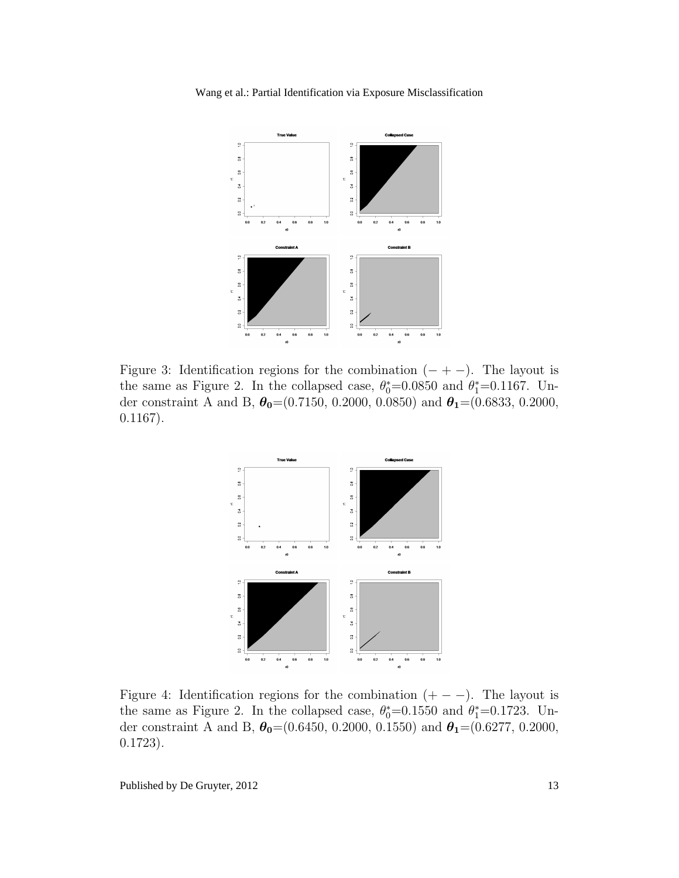Figure 3: Identification regions for the combination $(- + -)$. The layout is the same as Figure 2. In the collapsed case, $\theta_0^*$=0.0850 and $\theta_1^*$=0.1167. Under constraint A and B, $\boldsymbol{\theta_0}$=(0.7150, 0.2000, 0.0850) and $\boldsymbol{\theta_1}$=(0.6833, 0.2000, 0.1167).

Figure 4: Identification regions for the combination $(+ - -)$. The layout is the same as Figure 2. In the collapsed case, $\theta_0^*$=0.1550 and $\theta_1^*$=0.1723. Under constraint A and B, $\boldsymbol{\theta_0}$=(0.6450, 0.2000, 0.1550) and $\boldsymbol{\theta_1}$=(0.6277, 0.2000, 0.1723).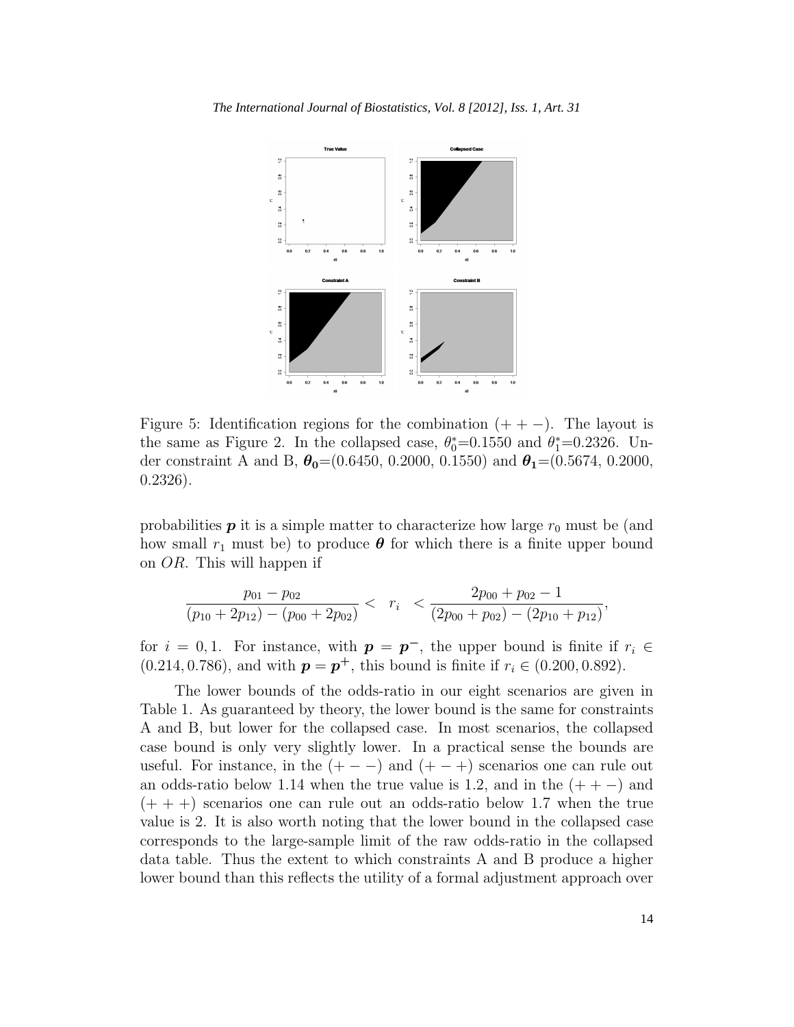Figure 5: Identification regions for the combination $(+ + -)$. The layout is the same as Figure 2. In the collapsed case, $\theta_0^*$=0.1550 and $\theta_1^*$=0.2326. Under constraint A and B, $\boldsymbol{\theta_0}$=(0.6450, 0.2000, 0.1550) and $\boldsymbol{\theta_1}$=(0.5674, 0.2000, 0.2326).

probabilities $\boldsymbol{p}$ it is a simple matter to characterize how large $r_0$ must be (and how small $r_1$ must be) to produce $\boldsymbol{\theta}$ for which there is a finite upper bound on $OR$. This will happen if

$$\frac{p_{01} - p_{02}}{(p_{10} + 2p_{12}) - (p_{00} + 2p_{02})} < \quad r_i \quad < \frac{2p_{00} + p_{02} - 1}{(2p_{00} + p_{02}) - (2p_{10} + p_{12})},$$

for $i = 0, 1$. For instance, with $\boldsymbol{p} = \boldsymbol{p}^-$, the upper bound is finite if $r_i \in (0.214, 0.786)$, and with $\boldsymbol{p} = \boldsymbol{p}^+$, this bound is finite if $r_i \in (0.200, 0.892)$.

The lower bounds of the odds-ratio in our eight scenarios are given in Table 1. As guaranteed by theory, the lower bound is the same for constraints A and B, but lower for the collapsed case. In most scenarios, the collapsed case bound is only very slightly lower. In a practical sense the bounds are useful. For instance, in the $(+ - -)$ and $(+ - +)$ scenarios one can rule out an odds-ratio below 1.14 when the true value is 1.2, and in the $(+ + -)$ and $(+ + +)$ scenarios one can rule out an odds-ratio below 1.7 when the true value is 2. It is also worth noting that the lower bound in the collapsed case corresponds to the large-sample limit of the raw odds-ratio in the collapsed data table. Thus the extent to which constraints A and B produce a higher lower bound than this reflects the utility of a formal adjustment approach over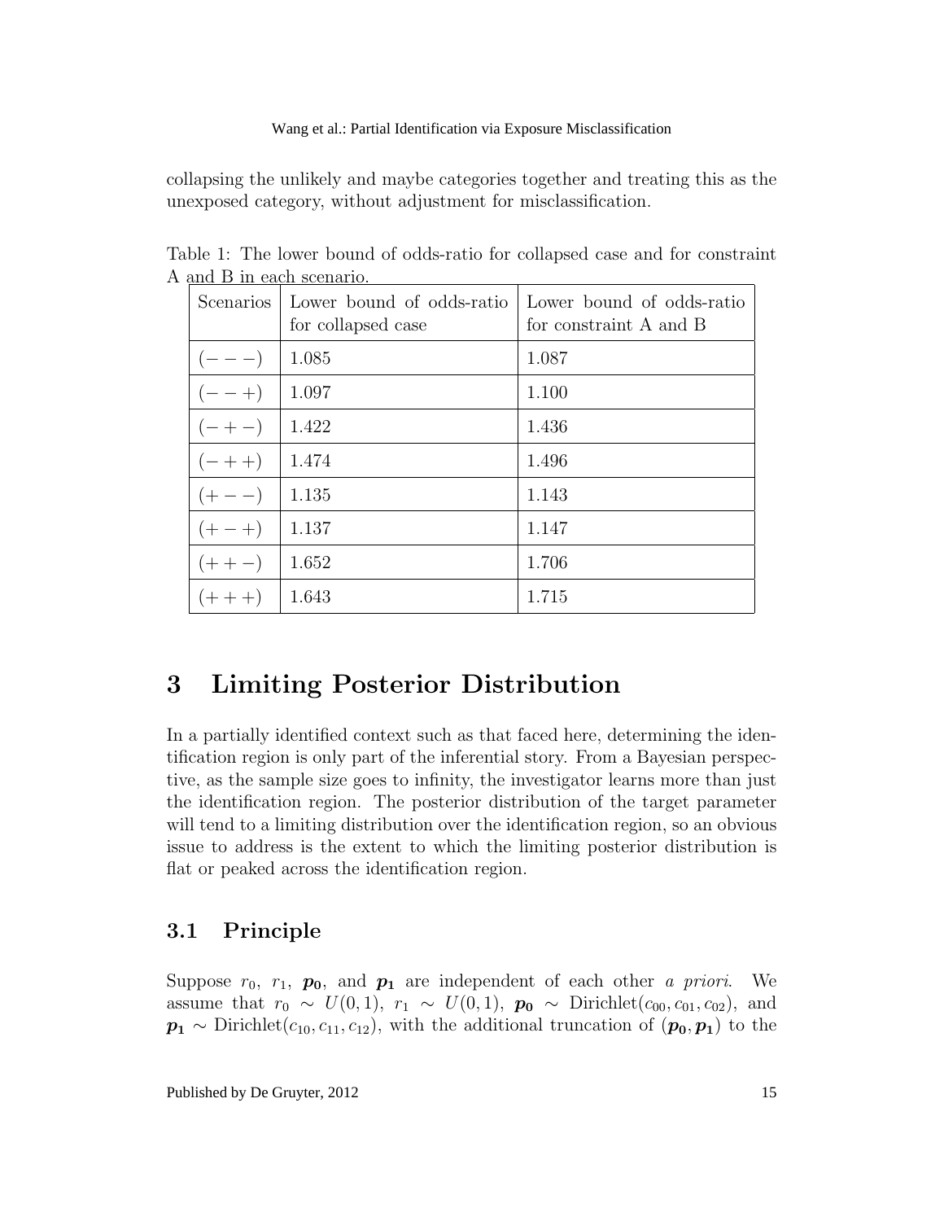collapsing the unlikely and maybe categories together and treating this as the unexposed category, without adjustment for misclassification.

Table 1: The lower bound of odds-ratio for collapsed case and for constraint A and B in each scenario.

| Scenarios | Lower bound of odds-ratio for collapsed case | Lower bound of odds-ratio for constraint A and B |
|---|---|---|
| $(- - -)$ | 1.085 | 1.087 |
| $(- - +)$ | 1.097 | 1.100 |
| $(- + -)$ | 1.422 | 1.436 |
| $(- + +)$ | 1.474 | 1.496 |
| $(+ - -)$ | 1.135 | 1.143 |
| $(+ - +)$ | 1.137 | 1.147 |
| $(+ + -)$ | 1.652 | 1.706 |
| $(+ + +)$ | 1.643 | 1.715 |

# 3 Limiting Posterior Distribution

In a partially identified context such as that faced here, determining the identification region is only part of the inferential story. From a Bayesian perspective, as the sample size goes to infinity, the investigator learns more than just the identification region. The posterior distribution of the target parameter will tend to a limiting distribution over the identification region, so an obvious issue to address is the extent to which the limiting posterior distribution is flat or peaked across the identification region.

## 3.1 Principle

Suppose $r_0$, $r_1$, $\boldsymbol{p_0}$, and $\boldsymbol{p_1}$ are independent of each other *a priori*. We assume that $r_0 \sim U(0,1)$, $r_1 \sim U(0,1)$, $\boldsymbol{p_0} \sim \text{Dirichlet}(c_{00}, c_{01}, c_{02})$, and $\boldsymbol{p_1} \sim \text{Dirichlet}(c_{10}, c_{11}, c_{12})$, with the additional truncation of $(\boldsymbol{p_0}, \boldsymbol{p_1})$ to the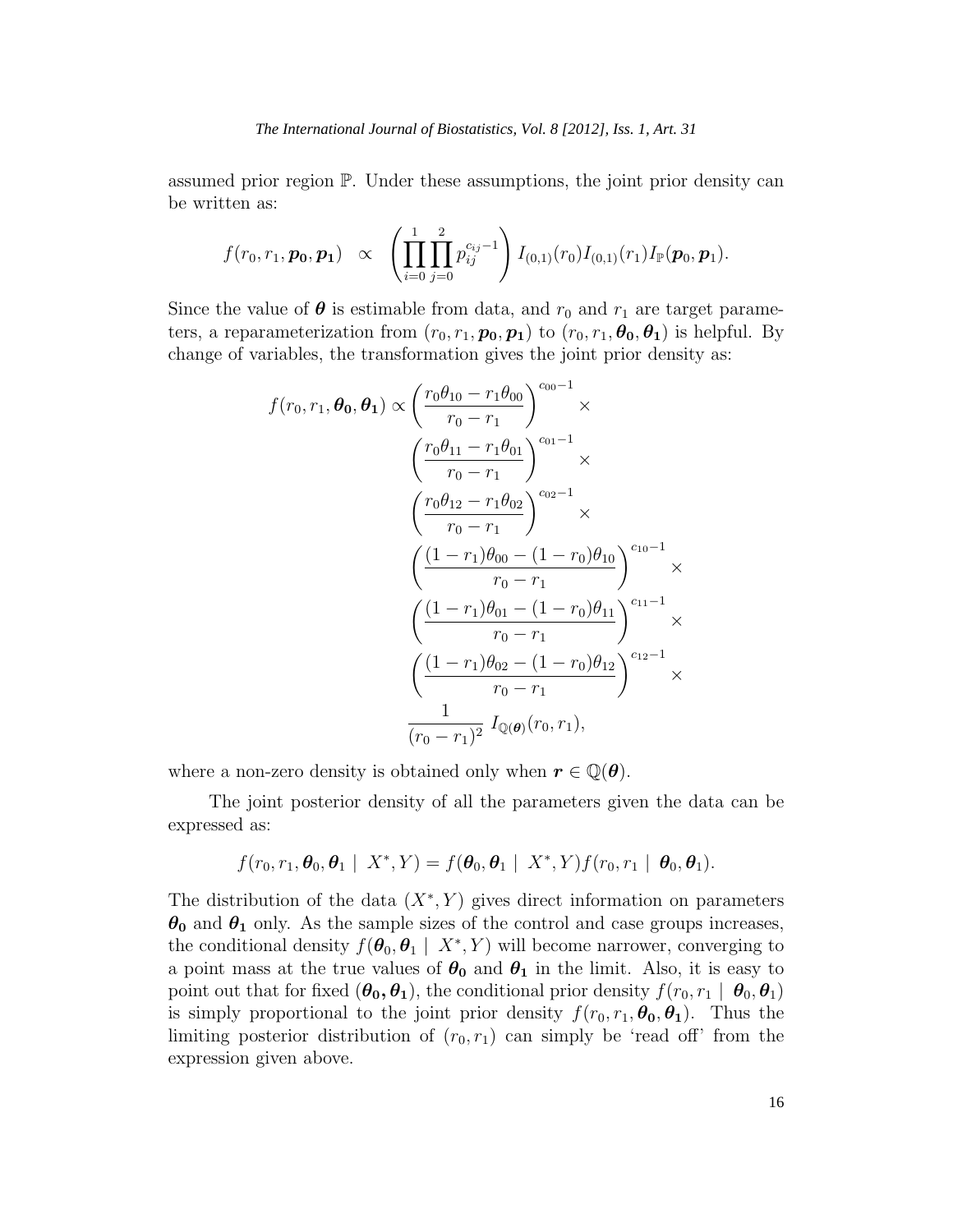assumed prior region $\mathbb{P}$. Under these assumptions, the joint prior density can be written as:

$$f(r_0, r_1, \boldsymbol{p_0}, \boldsymbol{p_1}) \;\; \propto \;\; \left( \prod_{i=0}^{1} \prod_{j=0}^{2} p_{ij}^{c_{ij}-1} \right) I_{(0,1)}(r_0) I_{(0,1)}(r_1) I_{\mathbb{P}}(\boldsymbol{p}_0, \boldsymbol{p}_1).$$

Since the value of $\boldsymbol{\theta}$ is estimable from data, and $r_0$ and $r_1$ are target parameters, a reparameterization from $(r_0, r_1, \boldsymbol{p_0}, \boldsymbol{p_1})$ to $(r_0, r_1, \boldsymbol{\theta_0}, \boldsymbol{\theta_1})$ is helpful. By change of variables, the transformation gives the joint prior density as:

$$\begin{aligned}
f(r_0, r_1, \boldsymbol{\theta_0}, \boldsymbol{\theta_1}) \propto & \left( \frac{r_0\theta_{10} - r_1\theta_{00}}{r_0 - r_1} \right)^{c_{00}-1} \times \\
& \left( \frac{r_0\theta_{11} - r_1\theta_{01}}{r_0 - r_1} \right)^{c_{01}-1} \times \\
& \left( \frac{r_0\theta_{12} - r_1\theta_{02}}{r_0 - r_1} \right)^{c_{02}-1} \times \\
& \left( \frac{(1-r_1)\theta_{00} - (1-r_0)\theta_{10}}{r_0 - r_1} \right)^{c_{10}-1} \times \\
& \left( \frac{(1-r_1)\theta_{01} - (1-r_0)\theta_{11}}{r_0 - r_1} \right)^{c_{11}-1} \times \\
& \left( \frac{(1-r_1)\theta_{02} - (1-r_0)\theta_{12}}{r_0 - r_1} \right)^{c_{12}-1} \times \\
& \frac{1}{(r_0 - r_1)^2} \; I_{\mathbb{Q}(\boldsymbol{\theta})}(r_0, r_1),
\end{aligned}$$

where a non-zero density is obtained only when $\boldsymbol{r} \in \mathbb{Q}(\boldsymbol{\theta})$.

The joint posterior density of all the parameters given the data can be expressed as:

$$f(r_0, r_1, \boldsymbol{\theta}_0, \boldsymbol{\theta}_1 \mid X^*, Y) = f(\boldsymbol{\theta}_0, \boldsymbol{\theta}_1 \mid X^*, Y) f(r_0, r_1 \mid \boldsymbol{\theta}_0, \boldsymbol{\theta}_1).$$

The distribution of the data $(X^*, Y)$ gives direct information on parameters $\boldsymbol{\theta_0}$ and $\boldsymbol{\theta_1}$ only. As the sample sizes of the control and case groups increases, the conditional density $f(\boldsymbol{\theta}_0, \boldsymbol{\theta}_1 \mid X^*, Y)$ will become narrower, converging to a point mass at the true values of $\boldsymbol{\theta_0}$ and $\boldsymbol{\theta_1}$ in the limit. Also, it is easy to point out that for fixed $(\boldsymbol{\theta_0}, \boldsymbol{\theta_1})$, the conditional prior density $f(r_0, r_1 \mid \boldsymbol{\theta}_0, \boldsymbol{\theta}_1)$ is simply proportional to the joint prior density $f(r_0, r_1, \boldsymbol{\theta_0}, \boldsymbol{\theta_1})$. Thus the limiting posterior distribution of $(r_0, r_1)$ can simply be 'read off' from the expression given above.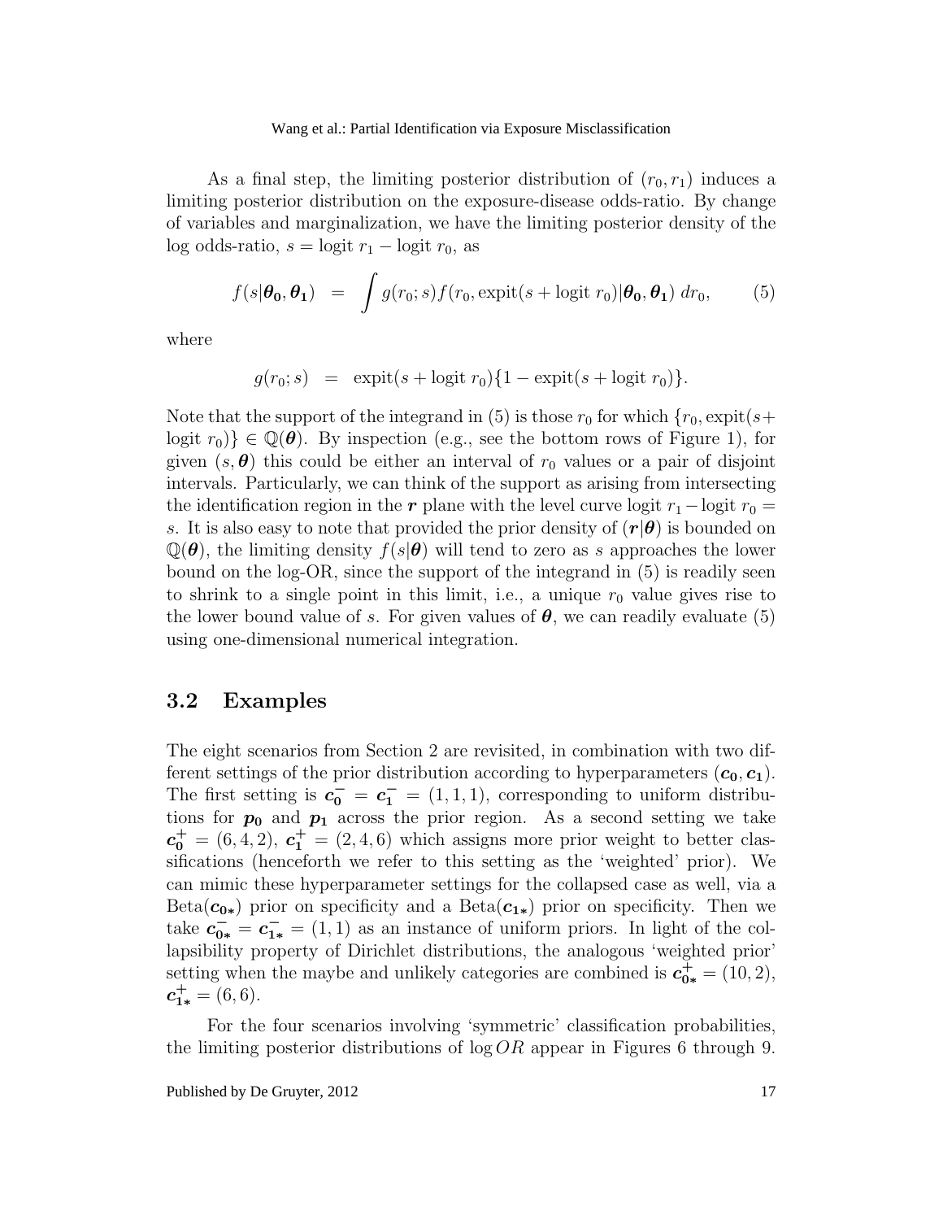As a final step, the limiting posterior distribution of $(r_0, r_1)$ induces a limiting posterior distribution on the exposure-disease odds-ratio. By change of variables and marginalization, we have the limiting posterior density of the log odds-ratio, $s = \text{logit } r_1 - \text{logit } r_0$, as

$$f(s|\boldsymbol{\theta_0}, \boldsymbol{\theta_1}) = \int g(r_0; s) f(r_0, \text{expit}(s + \text{logit } r_0)|\boldsymbol{\theta_0}, \boldsymbol{\theta_1}) \, dr_0, \qquad (5)$$

where

$$g(r_0; s) = \text{expit}(s + \text{logit } r_0)\{1 - \text{expit}(s + \text{logit } r_0)\}.$$

Note that the support of the integrand in (5) is those $r_0$ for which $\{r_0, \text{expit}(s + \text{logit } r_0)\} \in \mathbb{Q}(\boldsymbol{\theta})$. By inspection (e.g., see the bottom rows of Figure 1), for given $(s, \boldsymbol{\theta})$ this could be either an interval of $r_0$ values or a pair of disjoint intervals. Particularly, we can think of the support as arising from intersecting the identification region in the $\boldsymbol{r}$ plane with the level curve $\text{logit } r_1 - \text{logit } r_0 = s$. It is also easy to note that provided the prior density of $(\boldsymbol{r}|\boldsymbol{\theta})$ is bounded on $\mathbb{Q}(\boldsymbol{\theta})$, the limiting density $f(s|\boldsymbol{\theta})$ will tend to zero as $s$ approaches the lower bound on the log-OR, since the support of the integrand in (5) is readily seen to shrink to a single point in this limit, i.e., a unique $r_0$ value gives rise to the lower bound value of $s$. For given values of $\boldsymbol{\theta}$, we can readily evaluate (5) using one-dimensional numerical integration.

## 3.2 Examples

The eight scenarios from Section 2 are revisited, in combination with two different settings of the prior distribution according to hyperparameters $(\boldsymbol{c_0}, \boldsymbol{c_1})$. The first setting is $\boldsymbol{c_0^-} = \boldsymbol{c_1^-} = (1, 1, 1)$, corresponding to uniform distributions for $\boldsymbol{p_0}$ and $\boldsymbol{p_1}$ across the prior region. As a second setting we take $\boldsymbol{c_0^+} = (6, 4, 2)$, $\boldsymbol{c_1^+} = (2, 4, 6)$ which assigns more prior weight to better classifications (henceforth we refer to this setting as the 'weighted' prior). We can mimic these hyperparameter settings for the collapsed case as well, via a Beta$(\boldsymbol{c_{0*}})$ prior on specificity and a Beta$(\boldsymbol{c_{1*}})$ prior on specificity. Then we take $\boldsymbol{c_{0*}^-} = \boldsymbol{c_{1*}^-} = (1, 1)$ as an instance of uniform priors. In light of the collapsibility property of Dirichlet distributions, the analogous 'weighted prior' setting when the maybe and unlikely categories are combined is $\boldsymbol{c_{0*}^+} = (10, 2)$, $\boldsymbol{c_{1*}^+} = (6, 6)$.

For the four scenarios involving 'symmetric' classification probabilities, the limiting posterior distributions of $\log OR$ appear in Figures 6 through 9.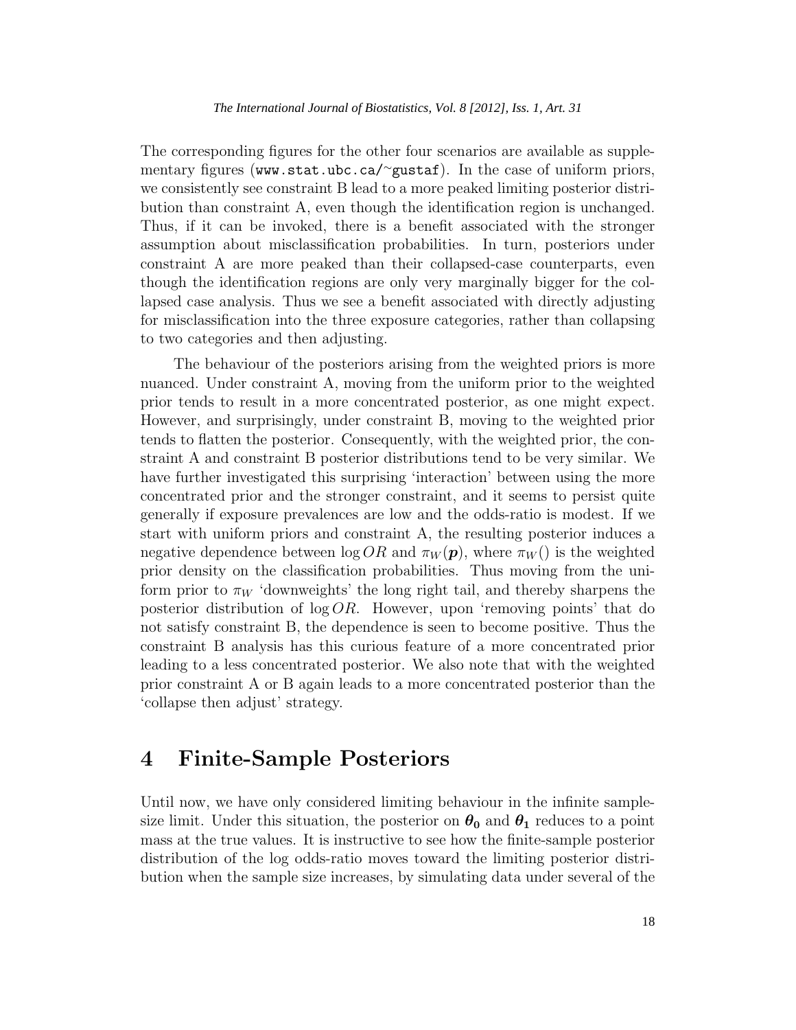The corresponding figures for the other four scenarios are available as supplementary figures (www.stat.ubc.ca/~gustaf). In the case of uniform priors, we consistently see constraint B lead to a more peaked limiting posterior distribution than constraint A, even though the identification region is unchanged. Thus, if it can be invoked, there is a benefit associated with the stronger assumption about misclassification probabilities. In turn, posteriors under constraint A are more peaked than their collapsed-case counterparts, even though the identification regions are only very marginally bigger for the collapsed case analysis. Thus we see a benefit associated with directly adjusting for misclassification into the three exposure categories, rather than collapsing to two categories and then adjusting.

The behaviour of the posteriors arising from the weighted priors is more nuanced. Under constraint A, moving from the uniform prior to the weighted prior tends to result in a more concentrated posterior, as one might expect. However, and surprisingly, under constraint B, moving to the weighted prior tends to flatten the posterior. Consequently, with the weighted prior, the constraint A and constraint B posterior distributions tend to be very similar. We have further investigated this surprising 'interaction' between using the more concentrated prior and the stronger constraint, and it seems to persist quite generally if exposure prevalences are low and the odds-ratio is modest. If we start with uniform priors and constraint A, the resulting posterior induces a negative dependence between $\log OR$ and $\pi_W(\boldsymbol{p})$, where $\pi_W()$ is the weighted prior density on the classification probabilities. Thus moving from the uniform prior to $\pi_W$ 'downweights' the long right tail, and thereby sharpens the posterior distribution of $\log OR$. However, upon 'removing points' that do not satisfy constraint B, the dependence is seen to become positive. Thus the constraint B analysis has this curious feature of a more concentrated prior leading to a less concentrated posterior. We also note that with the weighted prior constraint A or B again leads to a more concentrated posterior than the 'collapse then adjust' strategy.

# 4 Finite-Sample Posteriors

Until now, we have only considered limiting behaviour in the infinite sample-size limit. Under this situation, the posterior on $\boldsymbol{\theta_0}$ and $\boldsymbol{\theta_1}$ reduces to a point mass at the true values. It is instructive to see how the finite-sample posterior distribution of the log odds-ratio moves toward the limiting posterior distribution when the sample size increases, by simulating data under several of the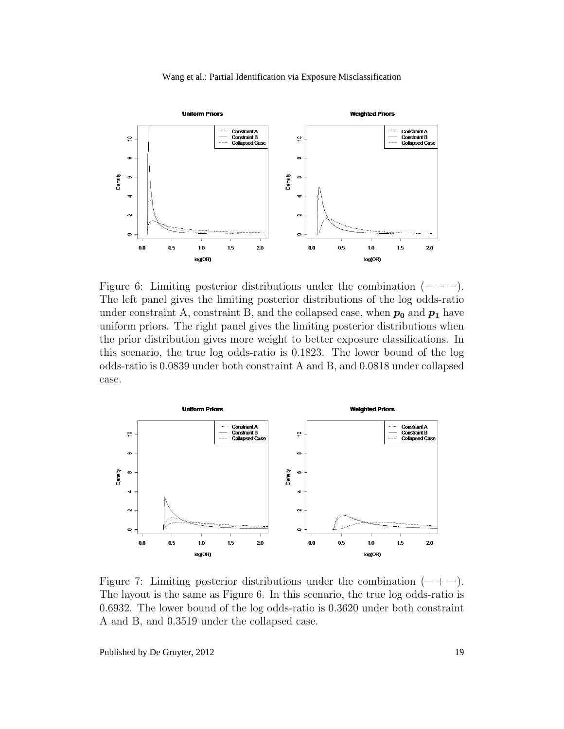Figure 6: Limiting posterior distributions under the combination $(- - -)$. The left panel gives the limiting posterior distributions of the log odds-ratio under constraint A, constraint B, and the collapsed case, when $\boldsymbol{p_0}$ and $\boldsymbol{p_1}$ have uniform priors. The right panel gives the limiting posterior distributions when the prior distribution gives more weight to better exposure classifications. In this scenario, the true log odds-ratio is 0.1823. The lower bound of the log odds-ratio is 0.0839 under both constraint A and B, and 0.0818 under collapsed case.

Figure 7: Limiting posterior distributions under the combination $(- + -)$. The layout is the same as Figure 6. In this scenario, the true log odds-ratio is 0.6932. The lower bound of the log odds-ratio is 0.3620 under both constraint A and B, and 0.3519 under the collapsed case.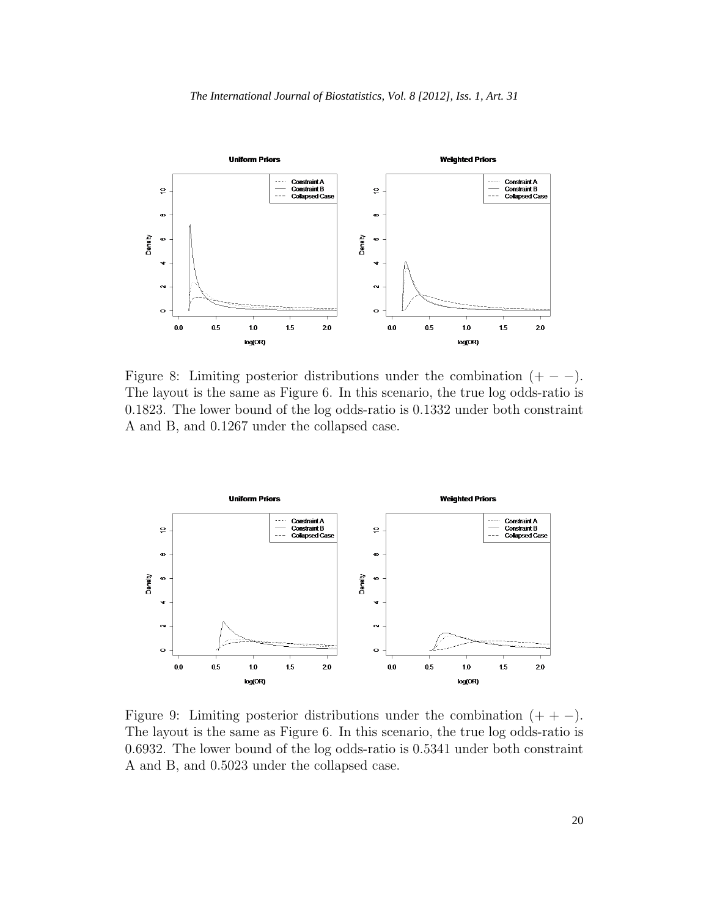Figure 8: Limiting posterior distributions under the combination $(+ - -)$. The layout is the same as Figure 6. In this scenario, the true log odds-ratio is 0.1823. The lower bound of the log odds-ratio is 0.1332 under both constraint A and B, and 0.1267 under the collapsed case.

Figure 9: Limiting posterior distributions under the combination $(+ + -)$. The layout is the same as Figure 6. In this scenario, the true log odds-ratio is 0.6932. The lower bound of the log odds-ratio is 0.5341 under both constraint A and B, and 0.5023 under the collapsed case.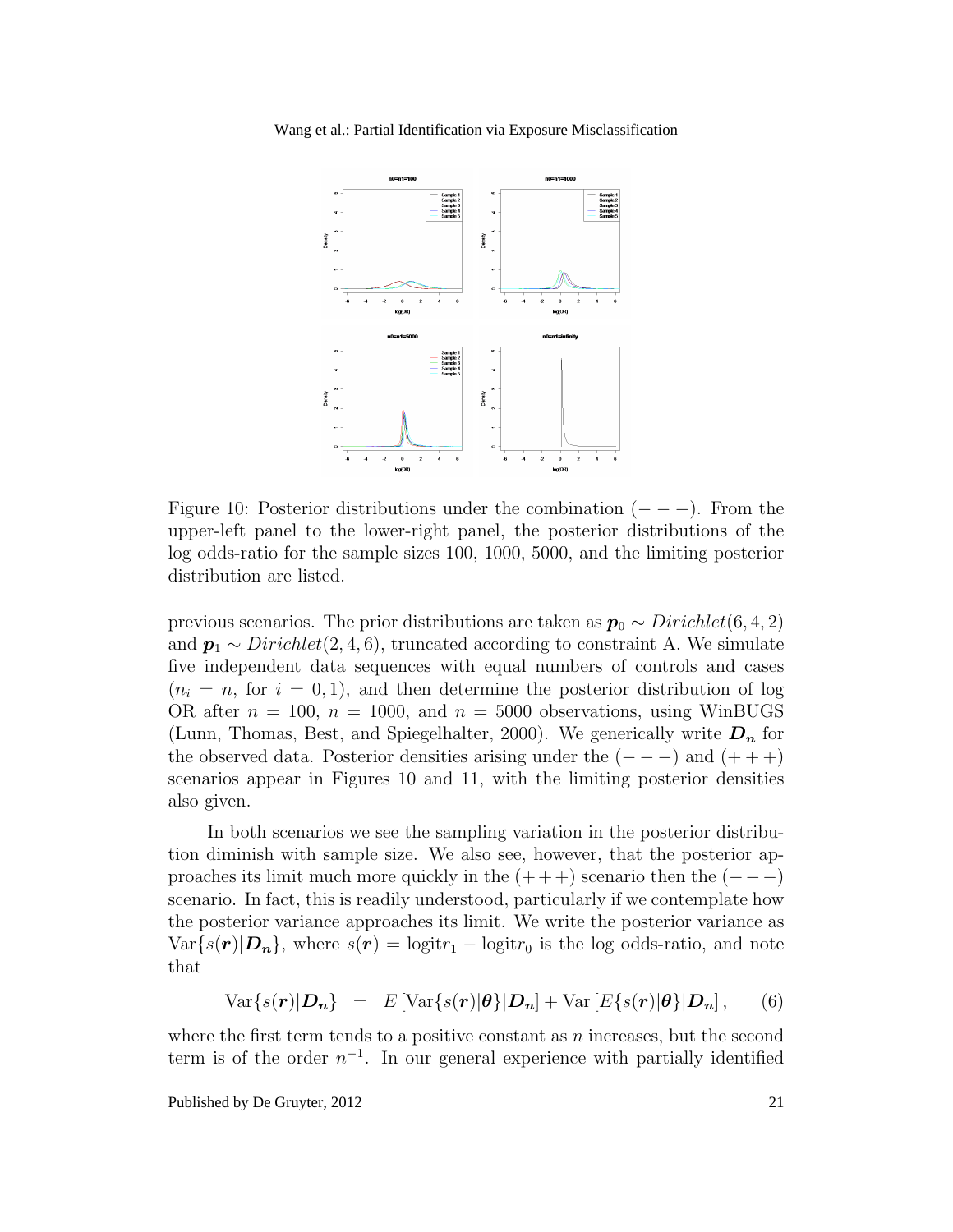Figure 10: Posterior distributions under the combination $(- - -)$. From the upper-left panel to the lower-right panel, the posterior distributions of the log odds-ratio for the sample sizes 100, 1000, 5000, and the limiting posterior distribution are listed.

previous scenarios. The prior distributions are taken as $\boldsymbol{p}_0 \sim Dirichlet(6, 4, 2)$ and $\boldsymbol{p}_1 \sim Dirichlet(2, 4, 6)$, truncated according to constraint A. We simulate five independent data sequences with equal numbers of controls and cases ($n_i = n$, for $i = 0, 1$), and then determine the posterior distribution of log OR after $n = 100$, $n = 1000$, and $n = 5000$ observations, using WinBUGS (Lunn, Thomas, Best, and Spiegelhalter, 2000). We generically write $\boldsymbol{D_n}$ for the observed data. Posterior densities arising under the $(- - -)$ and $(+ + +)$ scenarios appear in Figures 10 and 11, with the limiting posterior densities also given.

In both scenarios we see the sampling variation in the posterior distribution diminish with sample size. We also see, however, that the posterior approaches its limit much more quickly in the $(+ + +)$ scenario then the $(- - -)$ scenario. In fact, this is readily understood, particularly if we contemplate how the posterior variance approaches its limit. We write the posterior variance as $\text{Var}\{s(\boldsymbol{r})|\boldsymbol{D_n}\}$, where $s(\boldsymbol{r}) = \text{logit} r_1 - \text{logit} r_0$ is the log odds-ratio, and note that

$$\text{Var}\{s(\boldsymbol{r})|\boldsymbol{D_n}\} \;=\; E\left[\text{Var}\{s(\boldsymbol{r})|\boldsymbol{\theta}\}|\boldsymbol{D_n}\right] + \text{Var}\left[E\{s(\boldsymbol{r})|\boldsymbol{\theta}\}|\boldsymbol{D_n}\right], \qquad (6)$$

where the first term tends to a positive constant as $n$ increases, but the second term is of the order $n^{-1}$. In our general experience with partially identified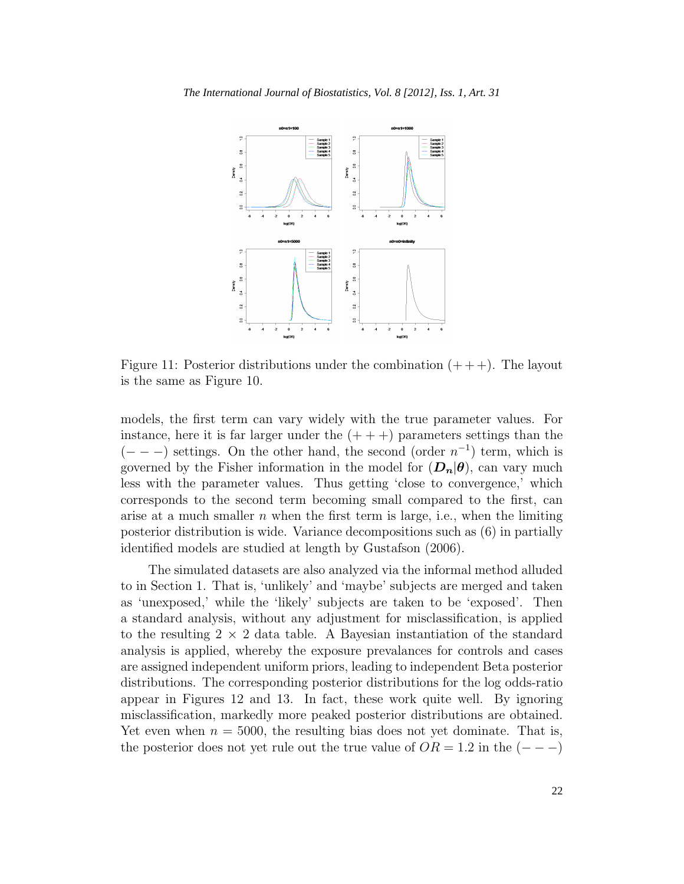Figure 11: Posterior distributions under the combination $(+++)$. The layout is the same as Figure 10.

models, the first term can vary widely with the true parameter values. For instance, here it is far larger under the $(+++)$ parameters settings than the $(---)$ settings. On the other hand, the second (order $n^{-1}$) term, which is governed by the Fisher information in the model for $(\boldsymbol{D_n}|\boldsymbol{\theta})$, can vary much less with the parameter values. Thus getting 'close to convergence,' which corresponds to the second term becoming small compared to the first, can arise at a much smaller $n$ when the first term is large, i.e., when the limiting posterior distribution is wide. Variance decompositions such as (6) in partially identified models are studied at length by Gustafson (2006).

The simulated datasets are also analyzed via the informal method alluded to in Section 1. That is, 'unlikely' and 'maybe' subjects are merged and taken as 'unexposed,' while the 'likely' subjects are taken to be 'exposed'. Then a standard analysis, without any adjustment for misclassification, is applied to the resulting $2 \times 2$ data table. A Bayesian instantiation of the standard analysis is applied, whereby the exposure prevalances for controls and cases are assigned independent uniform priors, leading to independent Beta posterior distributions. The corresponding posterior distributions for the log odds-ratio appear in Figures 12 and 13. In fact, these work quite well. By ignoring misclassification, markedly more peaked posterior distributions are obtained. Yet even when $n = 5000$, the resulting bias does not yet dominate. That is, the posterior does not yet rule out the true value of $OR = 1.2$ in the $(---)$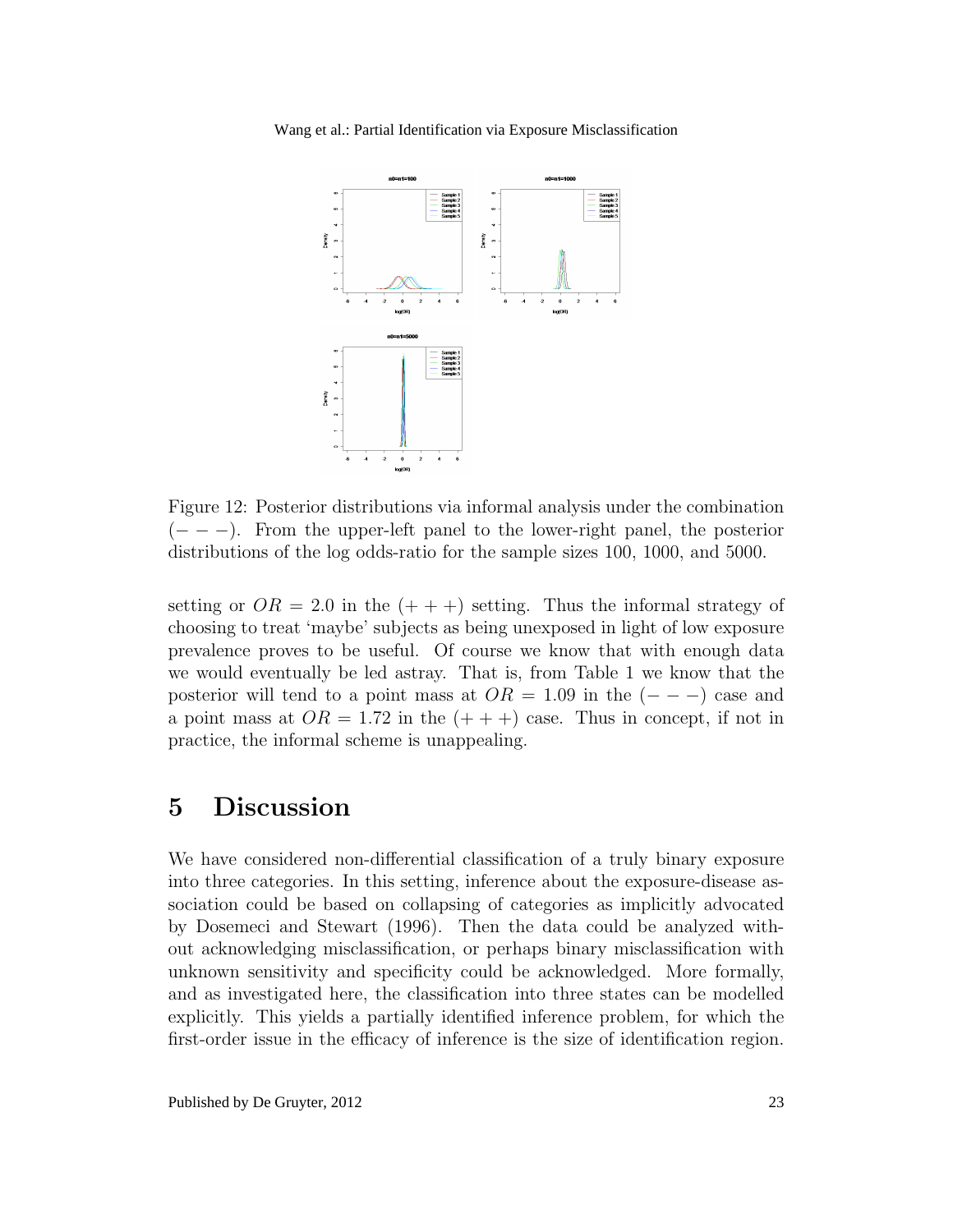Figure 12: Posterior distributions via informal analysis under the combination $(- - -)$. From the upper-left panel to the lower-right panel, the posterior distributions of the log odds-ratio for the sample sizes 100, 1000, and 5000.

setting or $OR = 2.0$ in the $(+ + +)$ setting. Thus the informal strategy of choosing to treat 'maybe' subjects as being unexposed in light of low exposure prevalence proves to be useful. Of course we know that with enough data we would eventually be led astray. That is, from Table 1 we know that the posterior will tend to a point mass at $OR = 1.09$ in the $(- - -)$ case and a point mass at $OR = 1.72$ in the $(+ + +)$ case. Thus in concept, if not in practice, the informal scheme is unappealing.

# 5 Discussion

We have considered non-differential classification of a truly binary exposure into three categories. In this setting, inference about the exposure-disease association could be based on collapsing of categories as implicitly advocated by Dosemeci and Stewart (1996). Then the data could be analyzed without acknowledging misclassification, or perhaps binary misclassification with unknown sensitivity and specificity could be acknowledged. More formally, and as investigated here, the classification into three states can be modelled explicitly. This yields a partially identified inference problem, for which the first-order issue in the efficacy of inference is the size of identification region.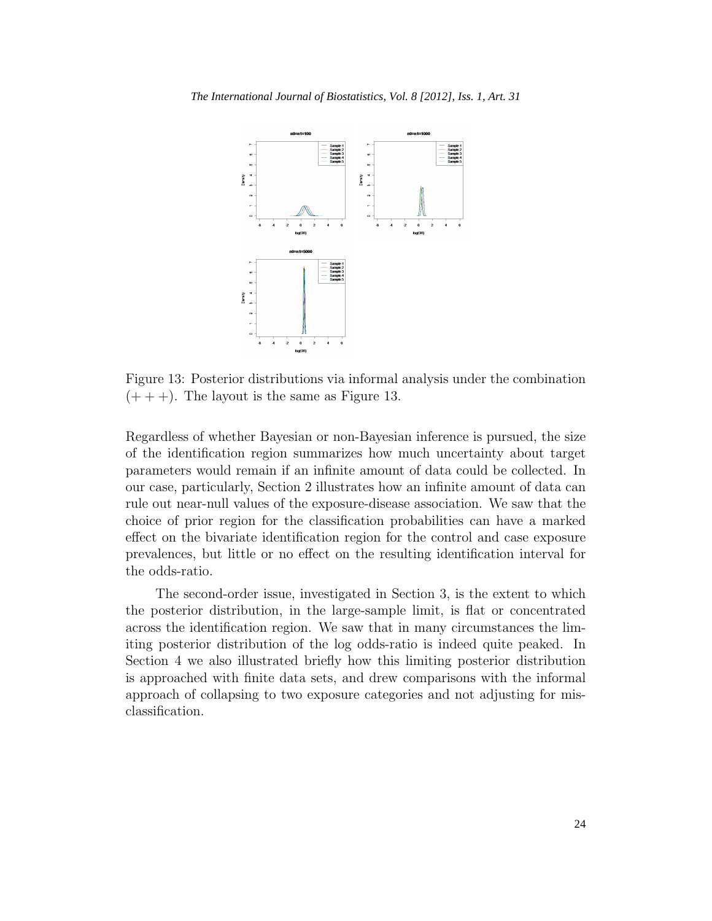Figure 13: Posterior distributions via informal analysis under the combination $(+++)$. The layout is the same as Figure 13.

Regardless of whether Bayesian or non-Bayesian inference is pursued, the size of the identification region summarizes how much uncertainty about target parameters would remain if an infinite amount of data could be collected. In our case, particularly, Section 2 illustrates how an infinite amount of data can rule out near-null values of the exposure-disease association. We saw that the choice of prior region for the classification probabilities can have a marked effect on the bivariate identification region for the control and case exposure prevalences, but little or no effect on the resulting identification interval for the odds-ratio.

The second-order issue, investigated in Section 3, is the extent to which the posterior distribution, in the large-sample limit, is flat or concentrated across the identification region. We saw that in many circumstances the limiting posterior distribution of the log odds-ratio is indeed quite peaked. In Section 4 we also illustrated briefly how this limiting posterior distribution is approached with finite data sets, and drew comparisons with the informal approach of collapsing to two exposure categories and not adjusting for misclassification.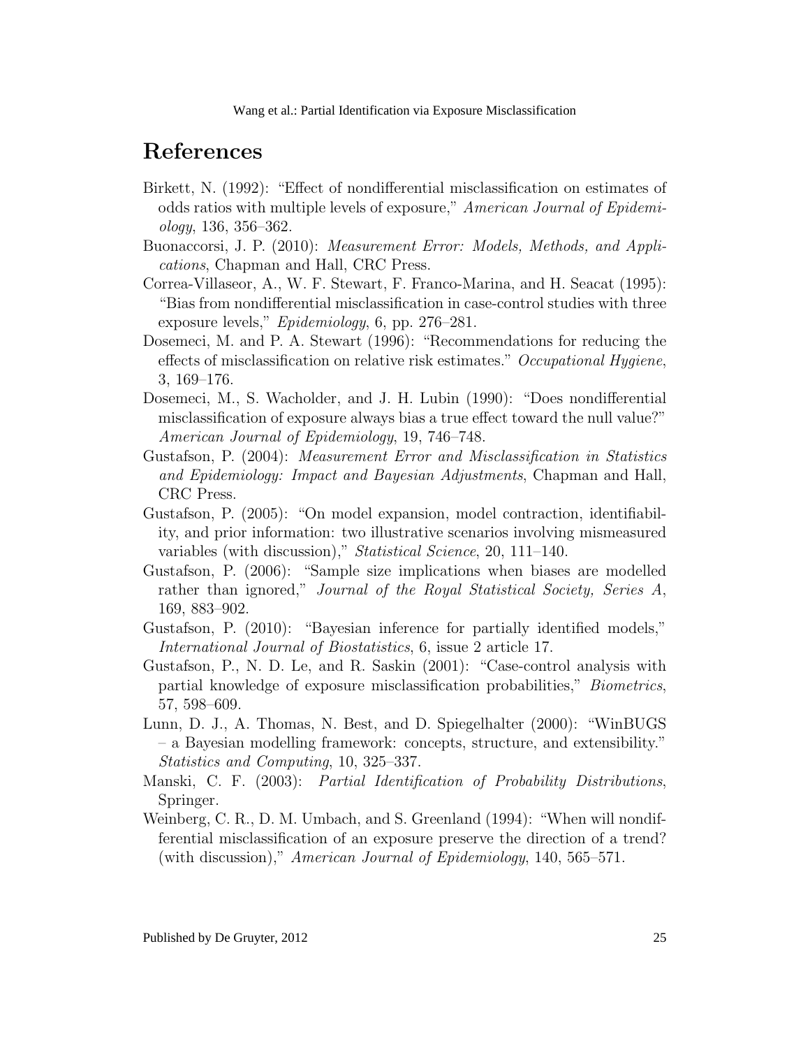# References

Birkett, N. (1992): "Effect of nondifferential misclassification on estimates of odds ratios with multiple levels of exposure," *American Journal of Epidemiology*, 136, 356–362.

Buonaccorsi, J. P. (2010): *Measurement Error: Models, Methods, and Applications*, Chapman and Hall, CRC Press.

Correa-Villaseor, A., W. F. Stewart, F. Franco-Marina, and H. Seacat (1995): "Bias from nondifferential misclassification in case-control studies with three exposure levels," *Epidemiology*, 6, pp. 276–281.

Dosemeci, M. and P. A. Stewart (1996): "Recommendations for reducing the effects of misclassification on relative risk estimates." *Occupational Hygiene*, 3, 169–176.

Dosemeci, M., S. Wacholder, and J. H. Lubin (1990): "Does nondifferential misclassification of exposure always bias a true effect toward the null value?" *American Journal of Epidemiology*, 19, 746–748.

Gustafson, P. (2004): *Measurement Error and Misclassification in Statistics and Epidemiology: Impact and Bayesian Adjustments*, Chapman and Hall, CRC Press.

Gustafson, P. (2005): "On model expansion, model contraction, identifiability, and prior information: two illustrative scenarios involving mismeasured variables (with discussion)," *Statistical Science*, 20, 111–140.

Gustafson, P. (2006): "Sample size implications when biases are modelled rather than ignored," *Journal of the Royal Statistical Society, Series A*, 169, 883–902.

Gustafson, P. (2010): "Bayesian inference for partially identified models," *International Journal of Biostatistics*, 6, issue 2 article 17.

Gustafson, P., N. D. Le, and R. Saskin (2001): "Case-control analysis with partial knowledge of exposure misclassification probabilities," *Biometrics*, 57, 598–609.

Lunn, D. J., A. Thomas, N. Best, and D. Spiegelhalter (2000): "WinBUGS – a Bayesian modelling framework: concepts, structure, and extensibility." *Statistics and Computing*, 10, 325–337.

Manski, C. F. (2003): *Partial Identification of Probability Distributions*, Springer.

Weinberg, C. R., D. M. Umbach, and S. Greenland (1994): "When will nondifferential misclassification of an exposure preserve the direction of a trend? (with discussion)," *American Journal of Epidemiology*, 140, 565–571.